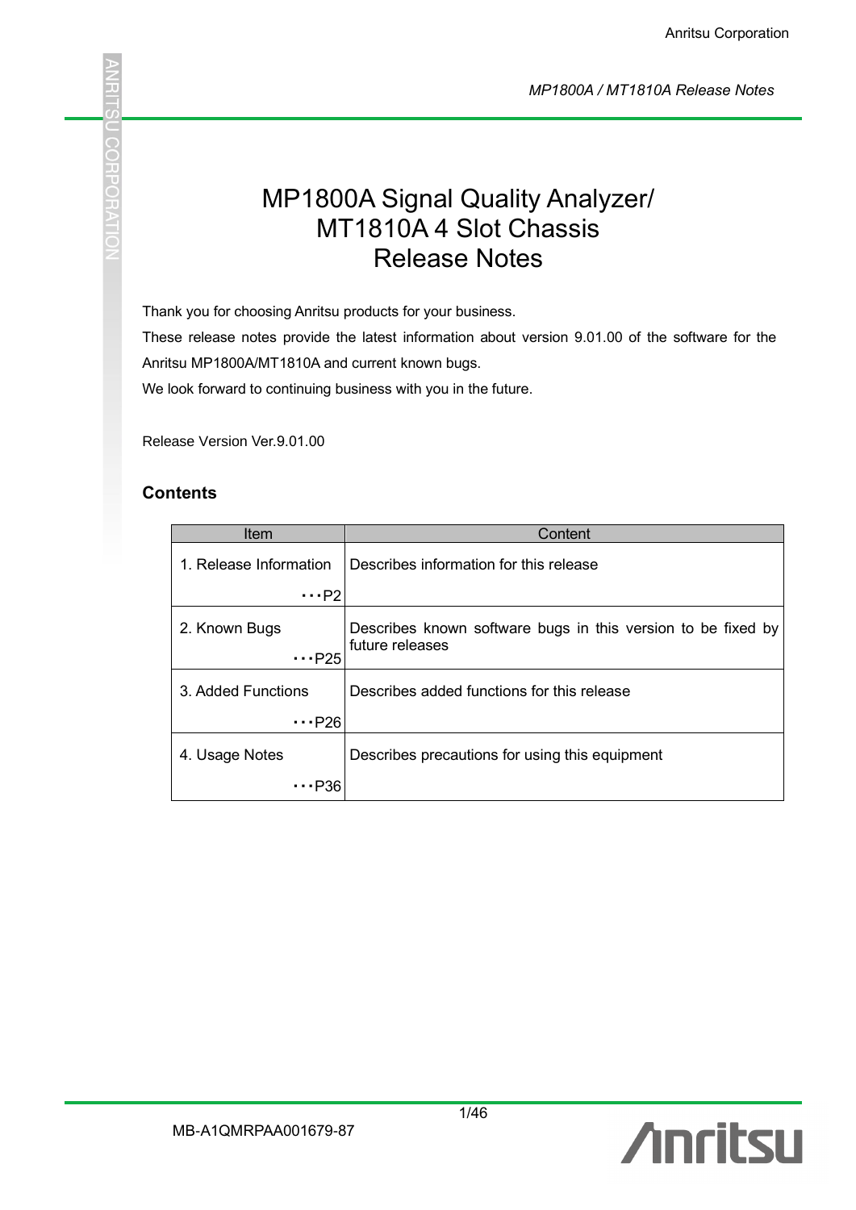# MP1800A Signal Quality Analyzer/ MT1810A 4 Slot Chassis Release Notes

Thank you for choosing Anritsu products for your business.

These release notes provide the latest information about version 9.01.00 of the software for the Anritsu MP1800A/MT1810A and current known bugs.

We look forward to continuing business with you in the future.

Release Version Ver.9.01.00

## Contents

| Item | Content |
|---|---|
| 1. Release Information ･･･P2 | Describes information for this release |
| 2. Known Bugs ･･･P25 | Describes known software bugs in this version to be fixed by future releases |
| 3. Added Functions ･･･P26 | Describes added functions for this release |
| 4. Usage Notes ･･･P36 | Describes precautions for using this equipment |

MB-A1QMRPAA001679-87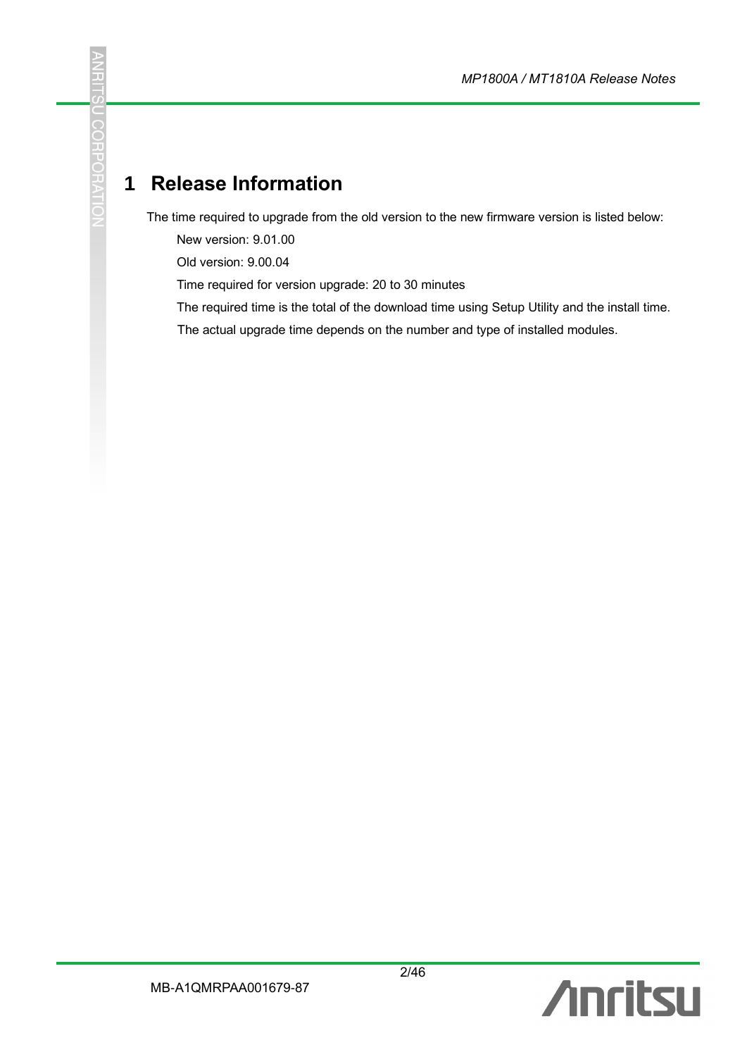# 1 Release Information

The time required to upgrade from the old version to the new firmware version is listed below:

New version: 9.01.00

Old version: 9.00.04

Time required for version upgrade: 20 to 30 minutes

The required time is the total of the download time using Setup Utility and the install time.

The actual upgrade time depends on the number and type of installed modules.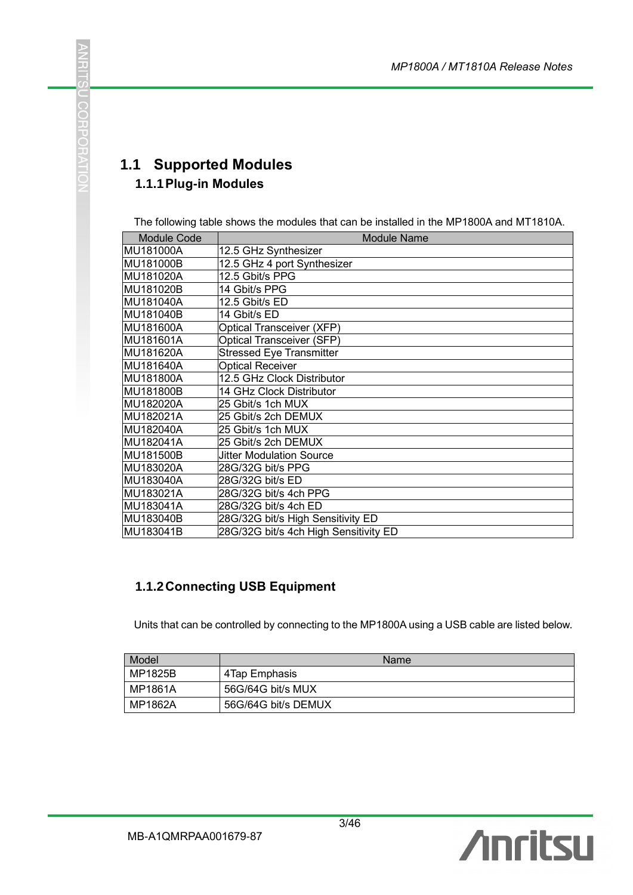## 1.1 Supported Modules

### 1.1.1 Plug-in Modules

The following table shows the modules that can be installed in the MP1800A and MT1810A.

| Module Code | Module Name |
|---|---|
| MU181000A | 12.5 GHz Synthesizer |
| MU181000B | 12.5 GHz 4 port Synthesizer |
| MU181020A | 12.5 Gbit/s PPG |
| MU181020B | 14 Gbit/s PPG |
| MU181040A | 12.5 Gbit/s ED |
| MU181040B | 14 Gbit/s ED |
| MU181600A | Optical Transceiver (XFP) |
| MU181601A | Optical Transceiver (SFP) |
| MU181620A | Stressed Eye Transmitter |
| MU181640A | Optical Receiver |
| MU181800A | 12.5 GHz Clock Distributor |
| MU181800B | 14 GHz Clock Distributor |
| MU182020A | 25 Gbit/s 1ch MUX |
| MU182021A | 25 Gbit/s 2ch DEMUX |
| MU182040A | 25 Gbit/s 1ch MUX |
| MU182041A | 25 Gbit/s 2ch DEMUX |
| MU181500B | Jitter Modulation Source |
| MU183020A | 28G/32G bit/s PPG |
| MU183040A | 28G/32G bit/s ED |
| MU183021A | 28G/32G bit/s 4ch PPG |
| MU183041A | 28G/32G bit/s 4ch ED |
| MU183040B | 28G/32G bit/s High Sensitivity ED |
| MU183041B | 28G/32G bit/s 4ch High Sensitivity ED |

### 1.1.2 Connecting USB Equipment

Units that can be controlled by connecting to the MP1800A using a USB cable are listed below.

| Model | Name |
|---|---|
| MP1825B | 4Tap Emphasis |
| MP1861A | 56G/64G bit/s MUX |
| MP1862A | 56G/64G bit/s DEMUX |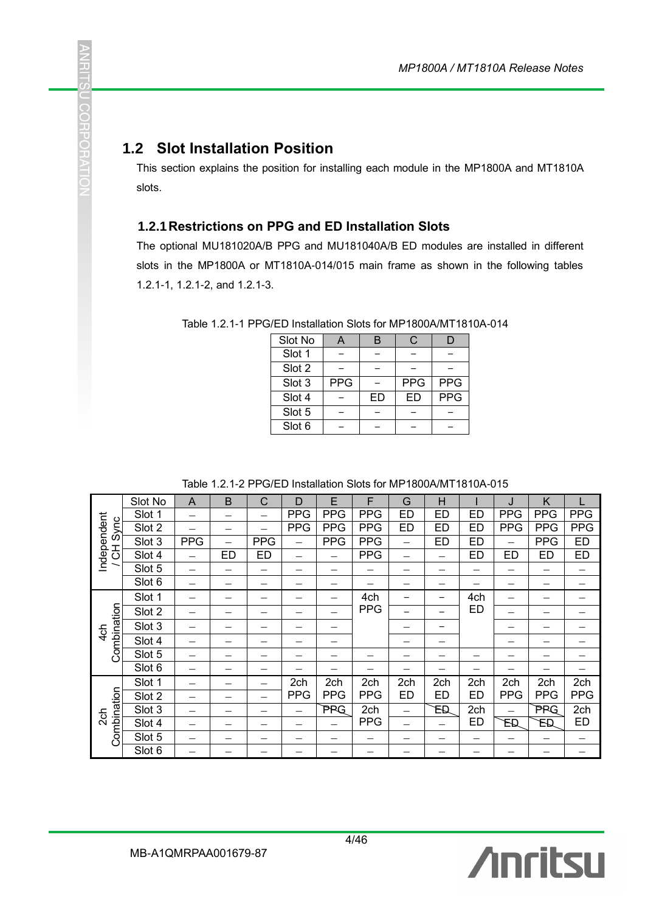## 1.2 Slot Installation Position

This section explains the position for installing each module in the MP1800A and MT1810A slots.

### 1.2.1 Restrictions on PPG and ED Installation Slots

The optional MU181020A/B PPG and MU181040A/B ED modules are installed in different slots in the MP1800A or MT1810A-014/015 main frame as shown in the following tables 1.2.1-1, 1.2.1-2, and 1.2.1-3.

Table 1.2.1-1 PPG/ED Installation Slots for MP1800A/MT1810A-014

| Slot No | A | B | C | D |
|---|---|---|---|---|
| Slot 1 | – | – | – | – |
| Slot 2 | – | – | – | – |
| Slot 3 | PPG | – | PPG | PPG |
| Slot 4 | – | ED | ED | PPG |
| Slot 5 | – | – | – | – |
| Slot 6 | – | – | – | – |

Table 1.2.1-2 PPG/ED Installation Slots for MP1800A/MT1810A-015

| | Slot No | A | B | C | D | E | F | G | H | I | J | K | L |
|---|---|---|---|---|---|---|---|---|---|---|---|---|---|
| Independent / CH Sync | Slot 1 | – | – | – | PPG | PPG | PPG | ED | ED | ED | PPG | PPG | PPG |
| | Slot 2 | – | – | – | PPG | PPG | PPG | ED | ED | ED | PPG | PPG | PPG |
| | Slot 3 | PPG | – | PPG | – | PPG | PPG | – | ED | ED | – | PPG | ED |
| | Slot 4 | – | ED | ED | – | – | PPG | – | – | ED | ED | ED | ED |
| | Slot 5 | – | – | – | – | – | – | – | – | – | – | – | – |
| | Slot 6 | – | – | – | – | – | – | – | – | – | – | – | – |
| 4ch Combination | Slot 1 | – | – | – | – | – | 4ch PPG | – | – | 4ch ED | – | – | – |
| | Slot 2 | – | – | – | – | – | | – | – | | – | – | – |
| | Slot 3 | – | – | – | – | – | | – | – | | – | – | – |
| | Slot 4 | – | – | – | – | – | | – | – | | – | – | – |
| | Slot 5 | – | – | – | – | – | – | – | – | – | – | – | – |
| | Slot 6 | – | – | – | – | – | – | – | – | – | – | – | – |
| 2ch Combination | Slot 1 | – | – | – | 2ch PPG | 2ch PPG | 2ch PPG | 2ch ED | 2ch ED | 2ch ED | 2ch PPG | 2ch PPG | 2ch PPG |
| | Slot 2 | – | – | – | | | | | | | | | |
| | Slot 3 | – | – | – | – | PPG | 2ch PPG | – | ED | 2ch ED | – | PPG | 2ch ED |
| | Slot 4 | – | – | – | – | – | | – | – | | ED | ED | |
| | Slot 5 | – | – | – | – | – | – | – | – | – | – | – | – |
| | Slot 6 | – | – | – | – | – | – | – | – | – | – | – | – |

MB-A1QMRPAA001679-87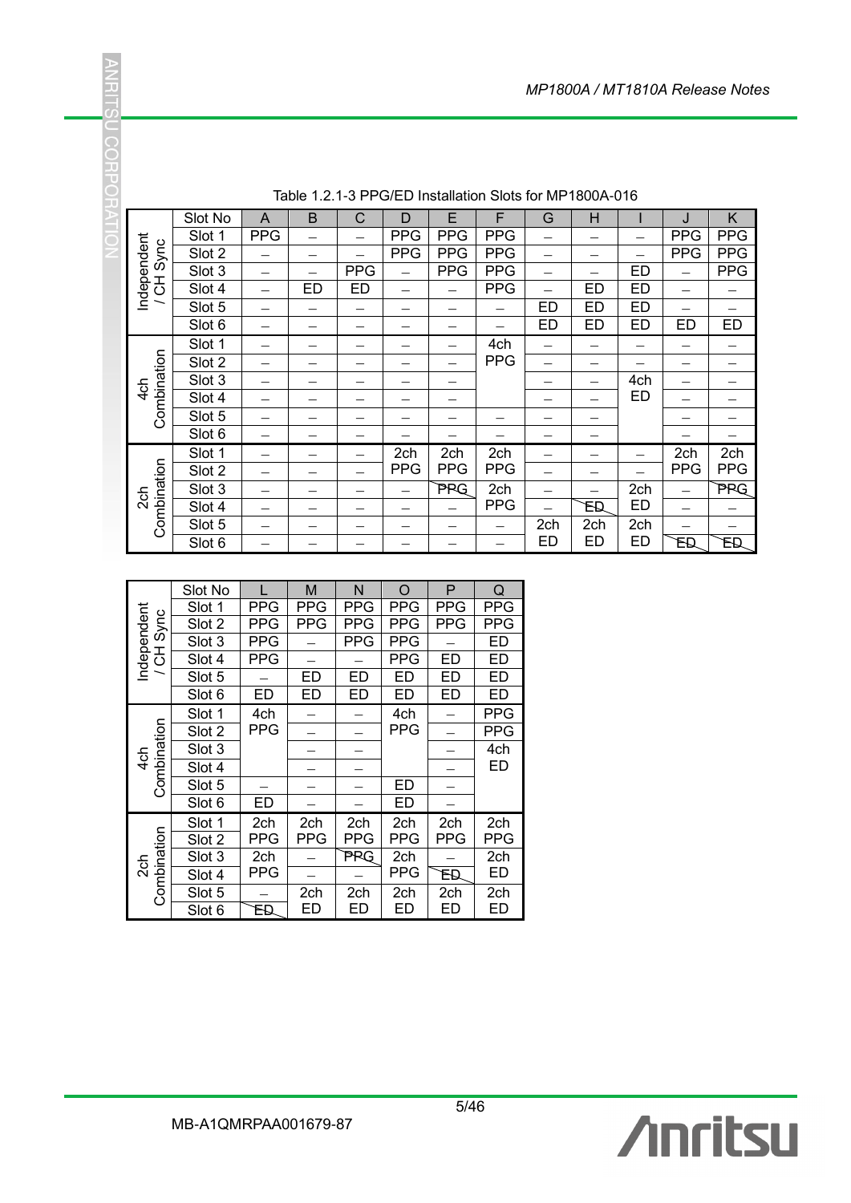Table 1.2.1-3 PPG/ED Installation Slots for MP1800A-016

| | Slot No | A | B | C | D | E | F | G | H | I | J | K |
|---|---|---|---|---|---|---|---|---|---|---|---|---|
| Independent / CH Sync | Slot 1 | PPG | – | – | PPG | PPG | PPG | – | – | – | PPG | PPG |
| | Slot 2 | – | – | – | PPG | PPG | PPG | – | – | – | PPG | PPG |
| | Slot 3 | – | – | PPG | – | PPG | PPG | – | – | ED | – | PPG |
| | Slot 4 | – | ED | ED | – | – | PPG | – | ED | ED | – | – |
| | Slot 5 | – | – | – | – | – | – | ED | ED | ED | – | – |
| | Slot 6 | – | – | – | – | – | – | ED | ED | ED | ED | ED |
| 4ch Combination | Slot 1 | – | – | – | – | – | 4ch PPG | – | – | – | – | – |
| | Slot 2 | – | – | – | – | – | | – | – | – | – | – |
| | Slot 3 | – | – | – | – | – | | – | – | 4ch ED | – | – |
| | Slot 4 | – | – | – | – | – | | – | – | | – | – |
| | Slot 5 | – | – | – | – | – | – | – | – | | – | – |
| | Slot 6 | – | – | – | – | – | – | – | – | | – | – |
| 2ch Combination | Slot 1 | – | – | – | 2ch PPG | 2ch PPG | 2ch PPG | – | – | – | 2ch PPG | 2ch PPG |
| | Slot 2 | – | – | – | | | | – | – | – | | |
| | Slot 3 | – | – | – | – | PPG | 2ch PPG | – | – | 2ch ED | – | PPG |
| | Slot 4 | – | – | – | – | – | | – | ED | | – | – |
| | Slot 5 | – | – | – | – | – | – | 2ch ED | 2ch ED | 2ch ED | – | – |
| | Slot 6 | – | – | – | – | – | – | | | | ED | ED |

| | Slot No | L | M | N | O | P | Q |
|---|---|---|---|---|---|---|---|
| Independent / CH Sync | Slot 1 | PPG | PPG | PPG | PPG | PPG | PPG |
| | Slot 2 | PPG | PPG | PPG | PPG | PPG | PPG |
| | Slot 3 | PPG | – | PPG | PPG | – | ED |
| | Slot 4 | PPG | – | – | PPG | ED | ED |
| | Slot 5 | – | ED | ED | ED | ED | ED |
| | Slot 6 | ED | ED | ED | ED | ED | ED |
| 4ch Combination | Slot 1 | 4ch PPG | – | – | 4ch PPG | – | PPG |
| | Slot 2 | | – | – | | – | PPG |
| | Slot 3 | | – | – | | – | 4ch ED |
| | Slot 4 | | – | – | | – | |
| | Slot 5 | – | – | – | ED | – | |
| | Slot 6 | ED | – | – | ED | – | |
| 2ch Combination | Slot 1 | 2ch PPG | 2ch PPG | 2ch PPG | 2ch PPG | 2ch PPG | 2ch PPG |
| | Slot 2 | | | | | | |
| | Slot 3 | 2ch PPG | – | PPG | 2ch PPG | – | 2ch ED |
| | Slot 4 | | – | – | | ED | |
| | Slot 5 | – | 2ch ED | 2ch ED | 2ch ED | 2ch ED | 2ch ED |
| | Slot 6 | ED | | | | | |

MB-A1QMRPAA001679-87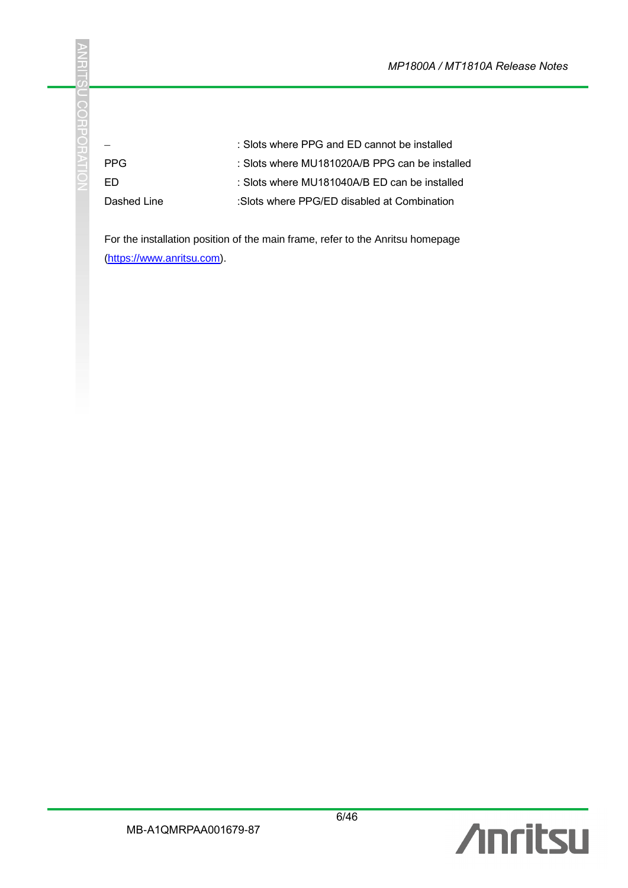| | |
|---|---|
| – | : Slots where PPG and ED cannot be installed |
| PPG | : Slots where MU181020A/B PPG can be installed |
| ED | : Slots where MU181040A/B ED can be installed |
| Dashed Line | :Slots where PPG/ED disabled at Combination |

For the installation position of the main frame, refer to the Anritsu homepage (https://www.anritsu.com).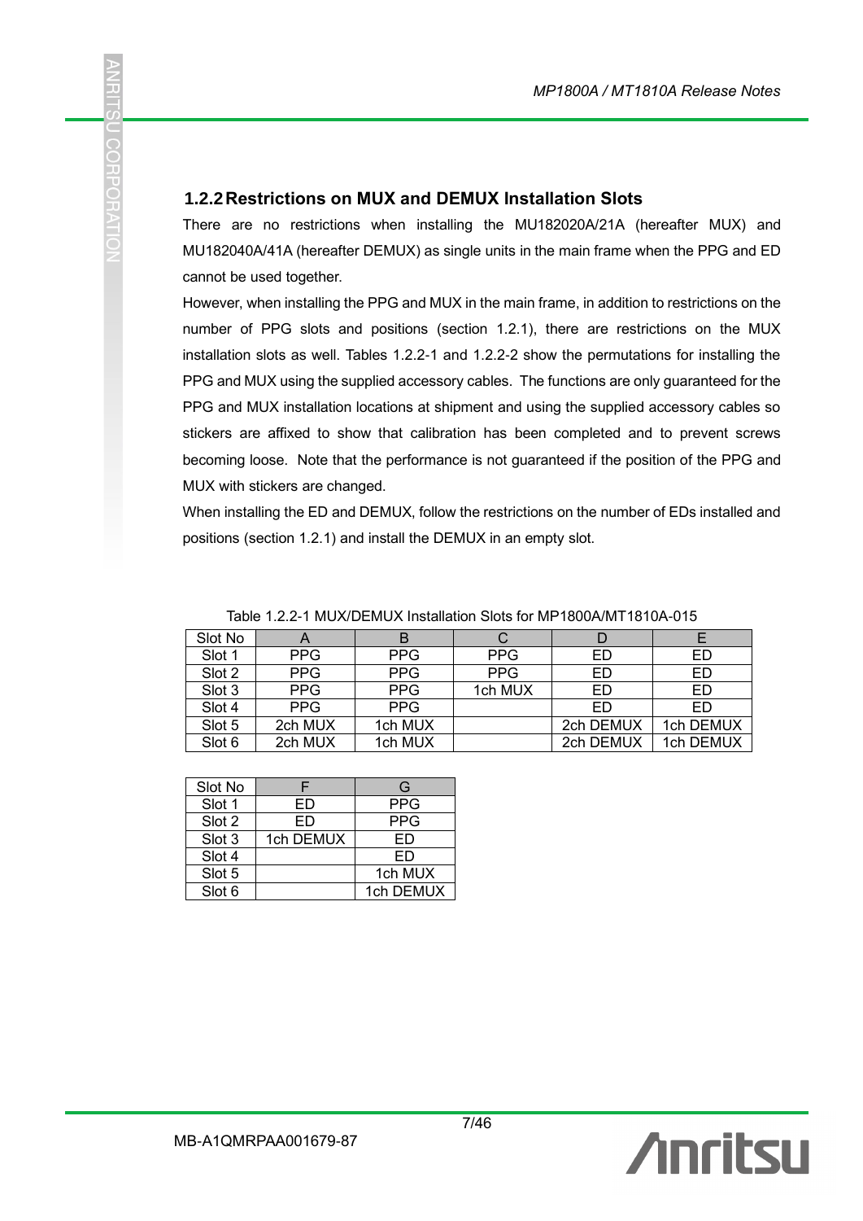### 1.2.2 Restrictions on MUX and DEMUX Installation Slots

There are no restrictions when installing the MU182020A/21A (hereafter MUX) and MU182040A/41A (hereafter DEMUX) as single units in the main frame when the PPG and ED cannot be used together.

However, when installing the PPG and MUX in the main frame, in addition to restrictions on the number of PPG slots and positions (section 1.2.1), there are restrictions on the MUX installation slots as well. Tables 1.2.2-1 and 1.2.2-2 show the permutations for installing the PPG and MUX using the supplied accessory cables. The functions are only guaranteed for the PPG and MUX installation locations at shipment and using the supplied accessory cables so stickers are affixed to show that calibration has been completed and to prevent screws becoming loose. Note that the performance is not guaranteed if the position of the PPG and MUX with stickers are changed.

When installing the ED and DEMUX, follow the restrictions on the number of EDs installed and positions (section 1.2.1) and install the DEMUX in an empty slot.

Table 1.2.2-1 MUX/DEMUX Installation Slots for MP1800A/MT1810A-015

| Slot No | A | B | C | D | E |
|---|---|---|---|---|---|
| Slot 1 | PPG | PPG | PPG | ED | ED |
| Slot 2 | PPG | PPG | PPG | ED | ED |
| Slot 3 | PPG | PPG | 1ch MUX | ED | ED |
| Slot 4 | PPG | PPG | | ED | ED |
| Slot 5 | 2ch MUX | 1ch MUX | | 2ch DEMUX | 1ch DEMUX |
| Slot 6 | 2ch MUX | 1ch MUX | | 2ch DEMUX | 1ch DEMUX |

| Slot No | F | G |
|---|---|---|
| Slot 1 | ED | PPG |
| Slot 2 | ED | PPG |
| Slot 3 | 1ch DEMUX | ED |
| Slot 4 | | ED |
| Slot 5 | | 1ch MUX |
| Slot 6 | | 1ch DEMUX |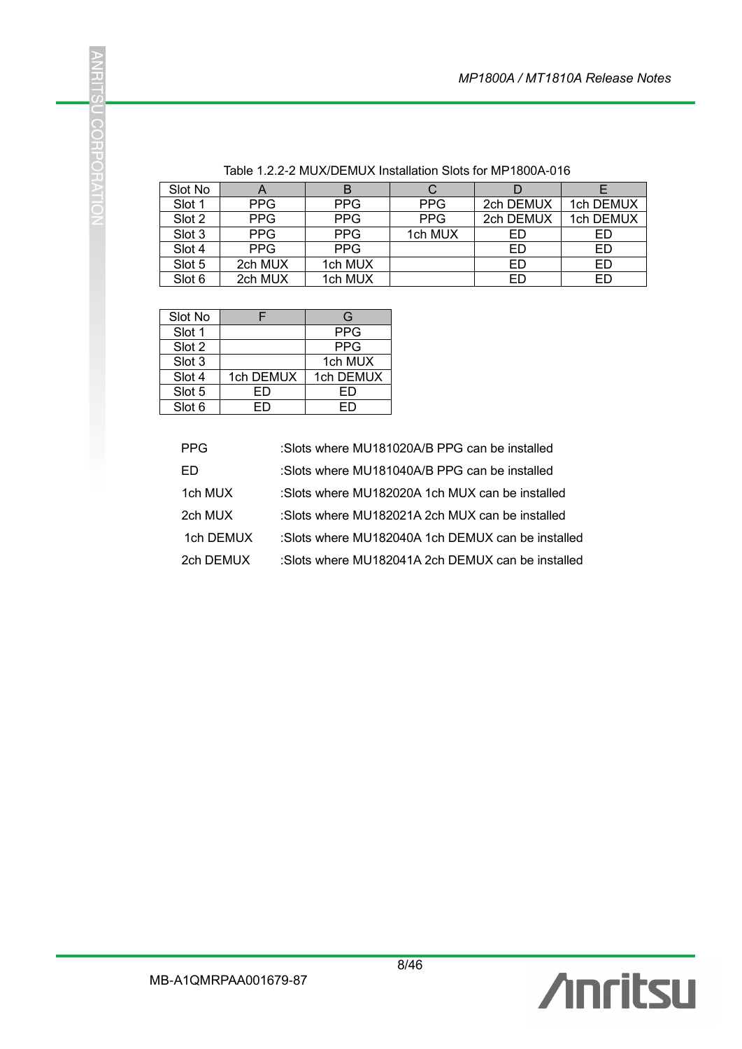Table 1.2.2-2 MUX/DEMUX Installation Slots for MP1800A-016

| Slot No | A | B | C | D | E |
|---|---|---|---|---|---|
| Slot 1 | PPG | PPG | PPG | 2ch DEMUX | 1ch DEMUX |
| Slot 2 | PPG | PPG | PPG | 2ch DEMUX | 1ch DEMUX |
| Slot 3 | PPG | PPG | 1ch MUX | ED | ED |
| Slot 4 | PPG | PPG | | ED | ED |
| Slot 5 | 2ch MUX | 1ch MUX | | ED | ED |
| Slot 6 | 2ch MUX | 1ch MUX | | ED | ED |

| Slot No | F | G |
|---|---|---|
| Slot 1 | | PPG |
| Slot 2 | | PPG |
| Slot 3 | | 1ch MUX |
| Slot 4 | 1ch DEMUX | 1ch DEMUX |
| Slot 5 | ED | ED |
| Slot 6 | ED | ED |

PPG :Slots where MU181020A/B PPG can be installed

ED :Slots where MU181040A/B PPG can be installed

1ch MUX :Slots where MU182020A 1ch MUX can be installed

2ch MUX :Slots where MU182021A 2ch MUX can be installed

1ch DEMUX :Slots where MU182040A 1ch DEMUX can be installed

2ch DEMUX :Slots where MU182041A 2ch DEMUX can be installed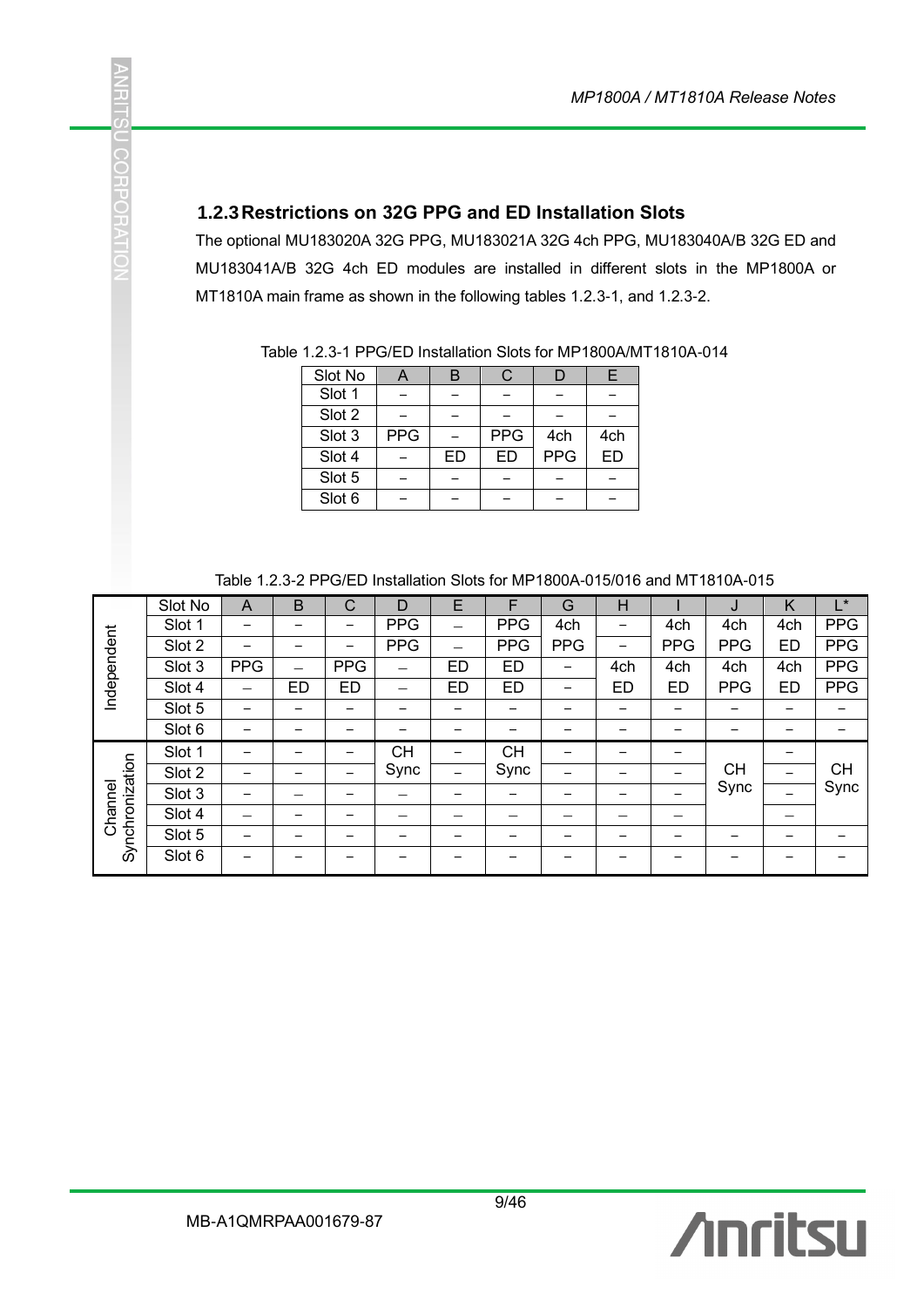### 1.2.3 Restrictions on 32G PPG and ED Installation Slots

The optional MU183020A 32G PPG, MU183021A 32G 4ch PPG, MU183040A/B 32G ED and MU183041A/B 32G 4ch ED modules are installed in different slots in the MP1800A or MT1810A main frame as shown in the following tables 1.2.3-1, and 1.2.3-2.

Table 1.2.3-1 PPG/ED Installation Slots for MP1800A/MT1810A-014

| Slot No | A | B | C | D | E |
|---|---|---|---|---|---|
| Slot 1 | – | – | – | – | – |
| Slot 2 | – | – | – | – | – |
| Slot 3 | PPG | – | PPG | 4ch | 4ch |
| Slot 4 | – | ED | ED | PPG | ED |
| Slot 5 | – | – | – | – | – |
| Slot 6 | – | – | – | – | – |

Table 1.2.3-2 PPG/ED Installation Slots for MP1800A-015/016 and MT1810A-015

| | Slot No | A | B | C | D | E | F | G | H | I | J | K | L* |
|---|---|---|---|---|---|---|---|---|---|---|---|---|---|
| Independent | Slot 1 | – | – | – | PPG | – | PPG | 4ch | – | 4ch | 4ch | 4ch | PPG |
| | Slot 2 | – | – | – | PPG | – | PPG | PPG | – | PPG | PPG | ED | PPG |
| | Slot 3 | PPG | – | PPG | – | ED | ED | – | 4ch | 4ch | 4ch | 4ch | PPG |
| | Slot 4 | – | ED | ED | – | ED | ED | – | ED | ED | PPG | ED | PPG |
| | Slot 5 | – | – | – | – | – | – | – | – | – | – | – | – |
| | Slot 6 | – | – | – | – | – | – | – | – | – | – | – | – |
| Channel Synchronization | Slot 1 | – | – | – | CH Sync | – | CH Sync | – | – | – | CH Sync | – | CH Sync |
| | Slot 2 | – | – | – | | – | | – | – | – | | – | |
| | Slot 3 | – | – | – | – | – | – | – | – | – | | – | |
| | Slot 4 | – | – | – | – | – | – | – | – | – | | – | |
| | Slot 5 | – | – | – | – | – | – | – | – | – | – | – | – |
| | Slot 6 | – | – | – | – | – | – | – | – | – | – | – | – |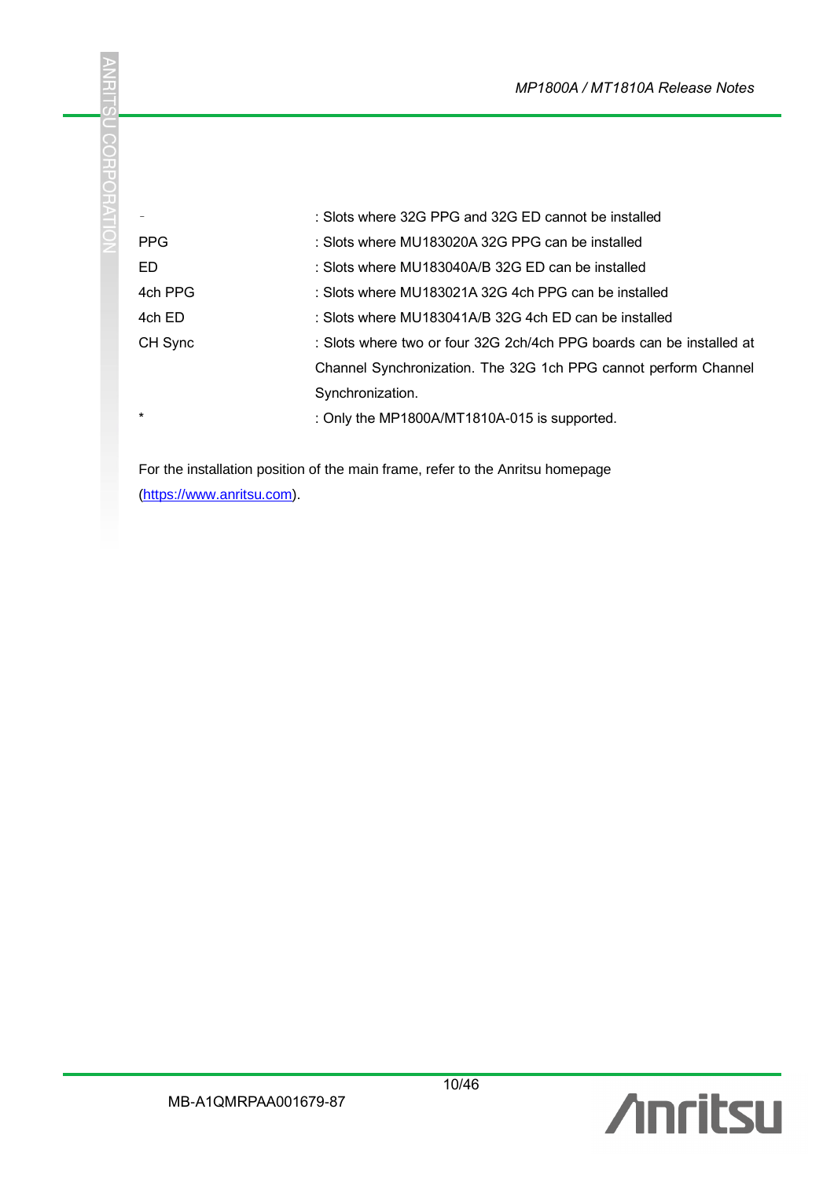| | |
|---|---|
| - | : Slots where 32G PPG and 32G ED cannot be installed |
| PPG | : Slots where MU183020A 32G PPG can be installed |
| ED | : Slots where MU183040A/B 32G ED can be installed |
| 4ch PPG | : Slots where MU183021A 32G 4ch PPG can be installed |
| 4ch ED | : Slots where MU183041A/B 32G 4ch ED can be installed |
| CH Sync | : Slots where two or four 32G 2ch/4ch PPG boards can be installed at Channel Synchronization. The 32G 1ch PPG cannot perform Channel Synchronization. |
| * | : Only the MP1800A/MT1810A-015 is supported. |

For the installation position of the main frame, refer to the Anritsu homepage (https://www.anritsu.com).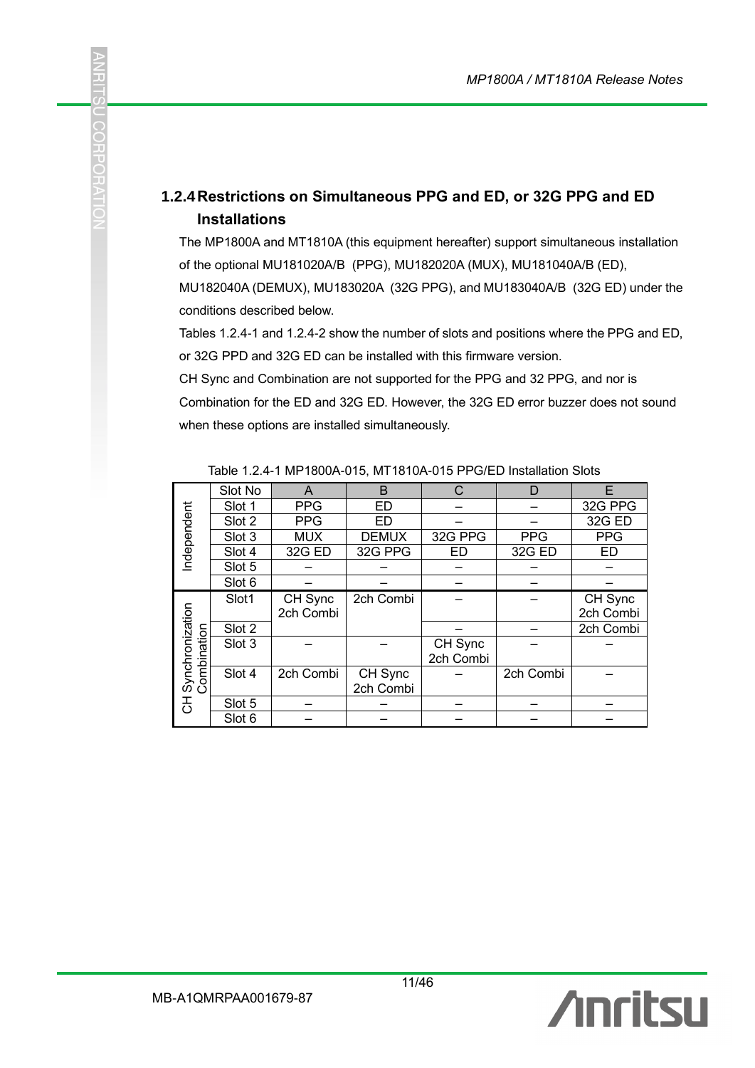### 1.2.4 Restrictions on Simultaneous PPG and ED, or 32G PPG and ED Installations

The MP1800A and MT1810A (this equipment hereafter) support simultaneous installation of the optional MU181020A/B (PPG), MU182020A (MUX), MU181040A/B (ED), MU182040A (DEMUX), MU183020A (32G PPG), and MU183040A/B (32G ED) under the conditions described below.

Tables 1.2.4-1 and 1.2.4-2 show the number of slots and positions where the PPG and ED, or 32G PPD and 32G ED can be installed with this firmware version.

CH Sync and Combination are not supported for the PPG and 32 PPG, and nor is Combination for the ED and 32G ED. However, the 32G ED error buzzer does not sound when these options are installed simultaneously.

Table 1.2.4-1 MP1800A-015, MT1810A-015 PPG/ED Installation Slots

| | Slot No | A | B | C | D | E |
|---|---|---|---|---|---|---|
| Independent | Slot 1 | PPG | ED | – | – | 32G PPG |
| | Slot 2 | PPG | ED | – | – | 32G ED |
| | Slot 3 | MUX | DEMUX | 32G PPG | PPG | PPG |
| | Slot 4 | 32G ED | 32G PPG | ED | 32G ED | ED |
| | Slot 5 | – | – | – | – | – |
| | Slot 6 | – | – | – | – | – |
| CH Synchronization Combination | Slot1 | CH Sync 2ch Combi | 2ch Combi | – | – | CH Sync 2ch Combi |
| | Slot 2 | | | – | – | 2ch Combi |
| | Slot 3 | – | – | CH Sync 2ch Combi | – | – |
| | Slot 4 | 2ch Combi | CH Sync 2ch Combi | – | 2ch Combi | – |
| | Slot 5 | – | – | – | – | – |
| | Slot 6 | – | – | – | – | – |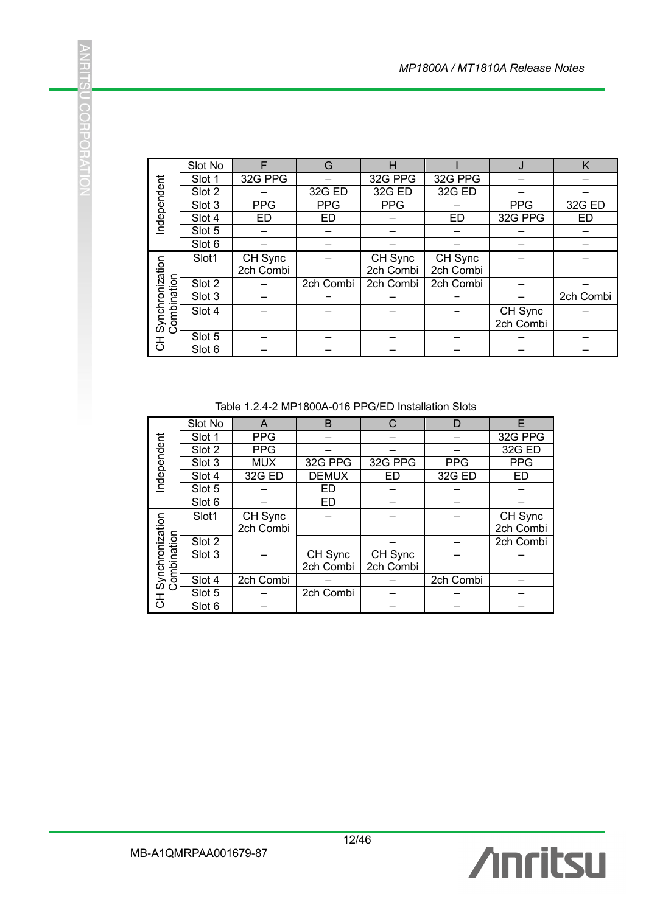| | Slot No | F | G | H | I | J | K |
|---|---|---|---|---|---|---|---|
| Independent | Slot 1 | 32G PPG | – | 32G PPG | 32G PPG | – | – |
| | Slot 2 | – | 32G ED | 32G ED | 32G ED | – | – |
| | Slot 3 | PPG | PPG | PPG | – | PPG | 32G ED |
| | Slot 4 | ED | ED | – | ED | 32G PPG | ED |
| | Slot 5 | – | – | – | – | – | – |
| | Slot 6 | – | – | – | – | – | – |
| CH Synchronization Combination | Slot1 | CH Sync 2ch Combi | – | CH Sync 2ch Combi | CH Sync 2ch Combi | – | – |
| | Slot 2 | – | 2ch Combi | 2ch Combi | 2ch Combi | – | – |
| | Slot 3 | – | – | – | – | – | 2ch Combi |
| | Slot 4 | – | – | – | – | CH Sync 2ch Combi | – |
| | Slot 5 | – | – | – | – | – | – |
| | Slot 6 | – | – | – | – | – | – |

Table 1.2.4-2 MP1800A-016 PPG/ED Installation Slots

| | Slot No | A | B | C | D | E |
|---|---|---|---|---|---|---|
| Independent | Slot 1 | PPG | – | – | – | 32G PPG |
| | Slot 2 | PPG | – | – | – | 32G ED |
| | Slot 3 | MUX | 32G PPG | 32G PPG | PPG | PPG |
| | Slot 4 | 32G ED | DEMUX | ED | 32G ED | ED |
| | Slot 5 | – | ED | – | – | – |
| | Slot 6 | – | ED | – | – | – |
| CH Synchronization Combination | Slot1 | CH Sync 2ch Combi | – | – | – | CH Sync 2ch Combi |
| | Slot 2 | | | – | – | 2ch Combi |
| | Slot 3 | – | CH Sync 2ch Combi | CH Sync 2ch Combi | – | – |
| | Slot 4 | 2ch Combi | – | – | 2ch Combi | – |
| | Slot 5 | – | 2ch Combi | – | – | – |
| | Slot 6 | – | | – | – | – |

MB-A1QMRPAA001679-87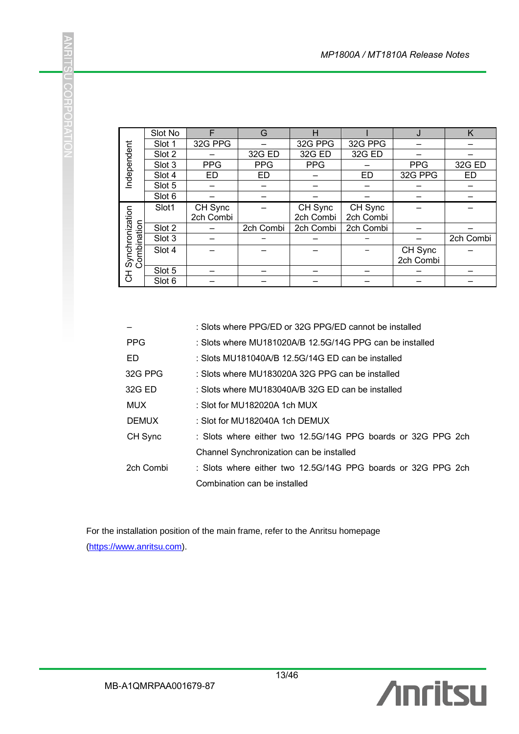| | Slot No | F | G | H | I | J | K |
|---|---|---|---|---|---|---|---|
| Independent | Slot 1 | 32G PPG | – | 32G PPG | 32G PPG | – | – |
| | Slot 2 | – | 32G ED | 32G ED | 32G ED | – | – |
| | Slot 3 | PPG | PPG | PPG | – | PPG | 32G ED |
| | Slot 4 | ED | ED | – | ED | 32G PPG | ED |
| | Slot 5 | – | – | – | – | – | – |
| | Slot 6 | – | – | – | – | – | – |
| CH Synchronization Combination | Slot1 | CH Sync 2ch Combi | – | CH Sync 2ch Combi | CH Sync 2ch Combi | – | – |
| | Slot 2 | – | 2ch Combi | 2ch Combi | 2ch Combi | – | – |
| | Slot 3 | – | – | – | – | – | 2ch Combi |
| | Slot 4 | – | – | – | – | CH Sync 2ch Combi | – |
| | Slot 5 | – | – | – | – | – | – |
| | Slot 6 | – | – | – | – | – | – |

| | |
|---|---|
| – | : Slots where PPG/ED or 32G PPG/ED cannot be installed |
| PPG | : Slots where MU181020A/B 12.5G/14G PPG can be installed |
| ED | : Slots MU181040A/B 12.5G/14G ED can be installed |
| 32G PPG | : Slots where MU183020A 32G PPG can be installed |
| 32G ED | : Slots where MU183040A/B 32G ED can be installed |
| MUX | : Slot for MU182020A 1ch MUX |
| DEMUX | : Slot for MU182040A 1ch DEMUX |
| CH Sync | : Slots where either two 12.5G/14G PPG boards or 32G PPG 2ch Channel Synchronization can be installed |
| 2ch Combi | : Slots where either two 12.5G/14G PPG boards or 32G PPG 2ch Combination can be installed |

For the installation position of the main frame, refer to the Anritsu homepage (https://www.anritsu.com).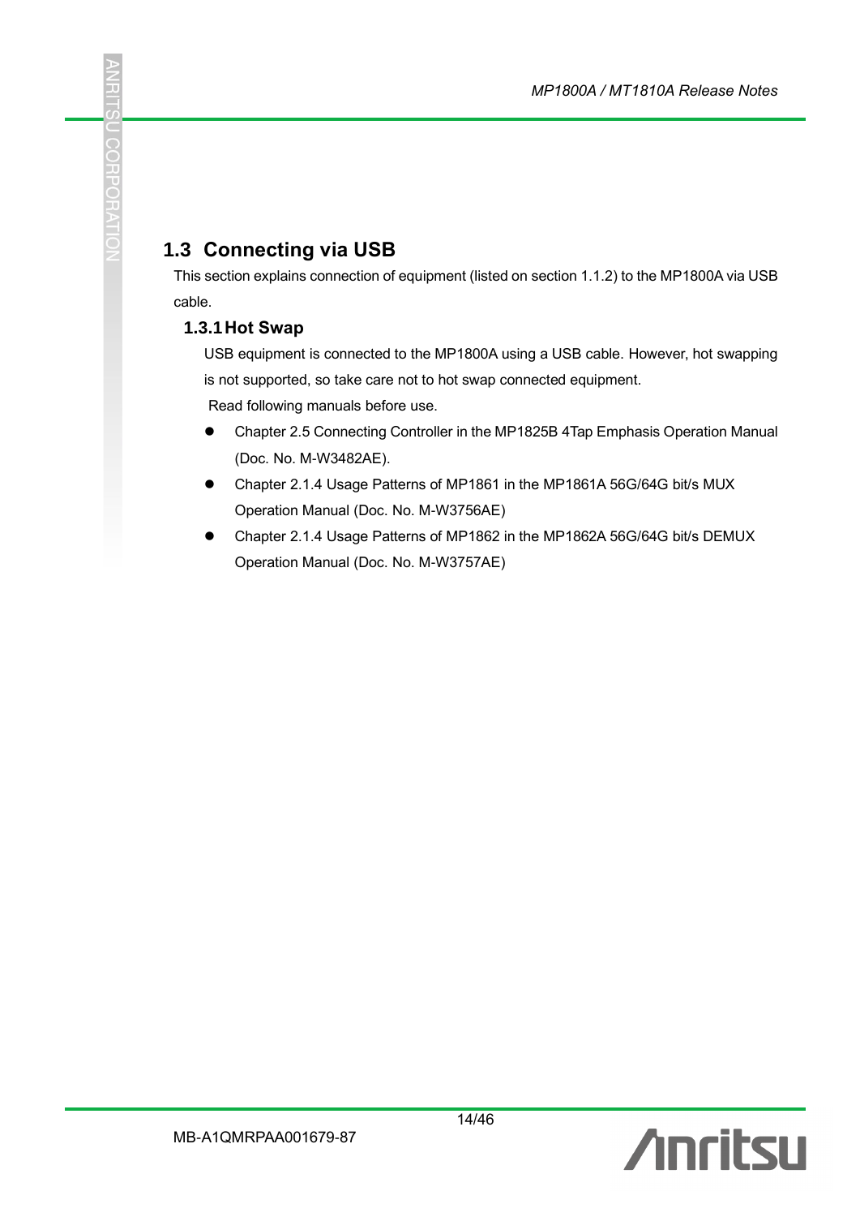## 1.3 Connecting via USB

This section explains connection of equipment (listed on section 1.1.2) to the MP1800A via USB cable.

### 1.3.1 Hot Swap

USB equipment is connected to the MP1800A using a USB cable. However, hot swapping is not supported, so take care not to hot swap connected equipment.

Read following manuals before use.

- Chapter 2.5 Connecting Controller in the MP1825B 4Tap Emphasis Operation Manual (Doc. No. M-W3482AE).
- Chapter 2.1.4 Usage Patterns of MP1861 in the MP1861A 56G/64G bit/s MUX Operation Manual (Doc. No. M-W3756AE)
- Chapter 2.1.4 Usage Patterns of MP1862 in the MP1862A 56G/64G bit/s DEMUX Operation Manual (Doc. No. M-W3757AE)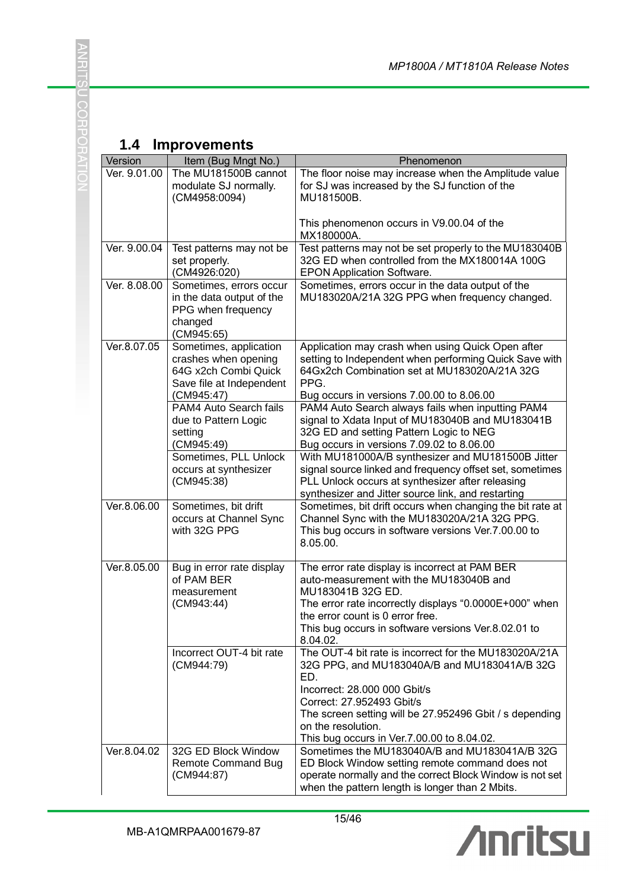## 1.4 Improvements

| Version | Item (Bug Mngt No.) | Phenomenon |
|---|---|---|
| Ver. 9.01.00 | The MU181500B cannot modulate SJ normally. (CM4958:0094) | The floor noise may increase when the Amplitude value for SJ was increased by the SJ function of the MU181500B.<br><br>This phenomenon occurs in V9.00.04 of the MX180000A. |
| Ver. 9.00.04 | Test patterns may not be set properly. (CM4926:020) | Test patterns may not be set properly to the MU183040B 32G ED when controlled from the MX180014A 100G EPON Application Software. |
| Ver. 8.08.00 | Sometimes, errors occur in the data output of the PPG when frequency changed (CM945:65) | Sometimes, errors occur in the data output of the MU183020A/21A 32G PPG when frequency changed. |
| Ver.8.07.05 | Sometimes, application crashes when opening 64G x2ch Combi Quick Save file at Independent (CM945:47) | Application may crash when using Quick Open after setting to Independent when performing Quick Save with 64Gx2ch Combination set at MU183020A/21A 32G PPG.<br>Bug occurs in versions 7.00.00 to 8.06.00 |
| | PAM4 Auto Search fails due to Pattern Logic setting (CM945:49) | PAM4 Auto Search always fails when inputting PAM4 signal to Xdata Input of MU183040B and MU183041B 32G ED and setting Pattern Logic to NEG<br>Bug occurs in versions 7.09.02 to 8.06.00 |
| | Sometimes, PLL Unlock occurs at synthesizer (CM945:38) | With MU181000A/B synthesizer and MU181500B Jitter signal source linked and frequency offset set, sometimes PLL Unlock occurs at synthesizer after releasing synthesizer and Jitter source link, and restarting |
| Ver.8.06.00 | Sometimes, bit drift occurs at Channel Sync with 32G PPG | Sometimes, bit drift occurs when changing the bit rate at Channel Sync with the MU183020A/21A 32G PPG.<br>This bug occurs in software versions Ver.7.00.00 to 8.05.00. |
| Ver.8.05.00 | Bug in error rate display of PAM BER measurement (CM943:44) | The error rate display is incorrect at PAM BER auto-measurement with the MU183040B and MU183041B 32G ED.<br>The error rate incorrectly displays “0.0000E+000” when the error count is 0 error free.<br>This bug occurs in software versions Ver.8.02.01 to 8.04.02. |
| | Incorrect OUT-4 bit rate (CM944:79) | The OUT-4 bit rate is incorrect for the MU183020A/21A 32G PPG, and MU183040A/B and MU183041A/B 32G ED.<br>Incorrect: 28.000 000 Gbit/s<br>Correct: 27.952493 Gbit/s<br>The screen setting will be 27.952496 Gbit / s depending on the resolution.<br>This bug occurs in Ver.7.00.00 to 8.04.02. |
| Ver.8.04.02 | 32G ED Block Window Remote Command Bug (CM944:87) | Sometimes the MU183040A/B and MU183041A/B 32G ED Block Window setting remote command does not operate normally and the correct Block Window is not set when the pattern length is longer than 2 Mbits. |

MB-A1QMRPAA001679-87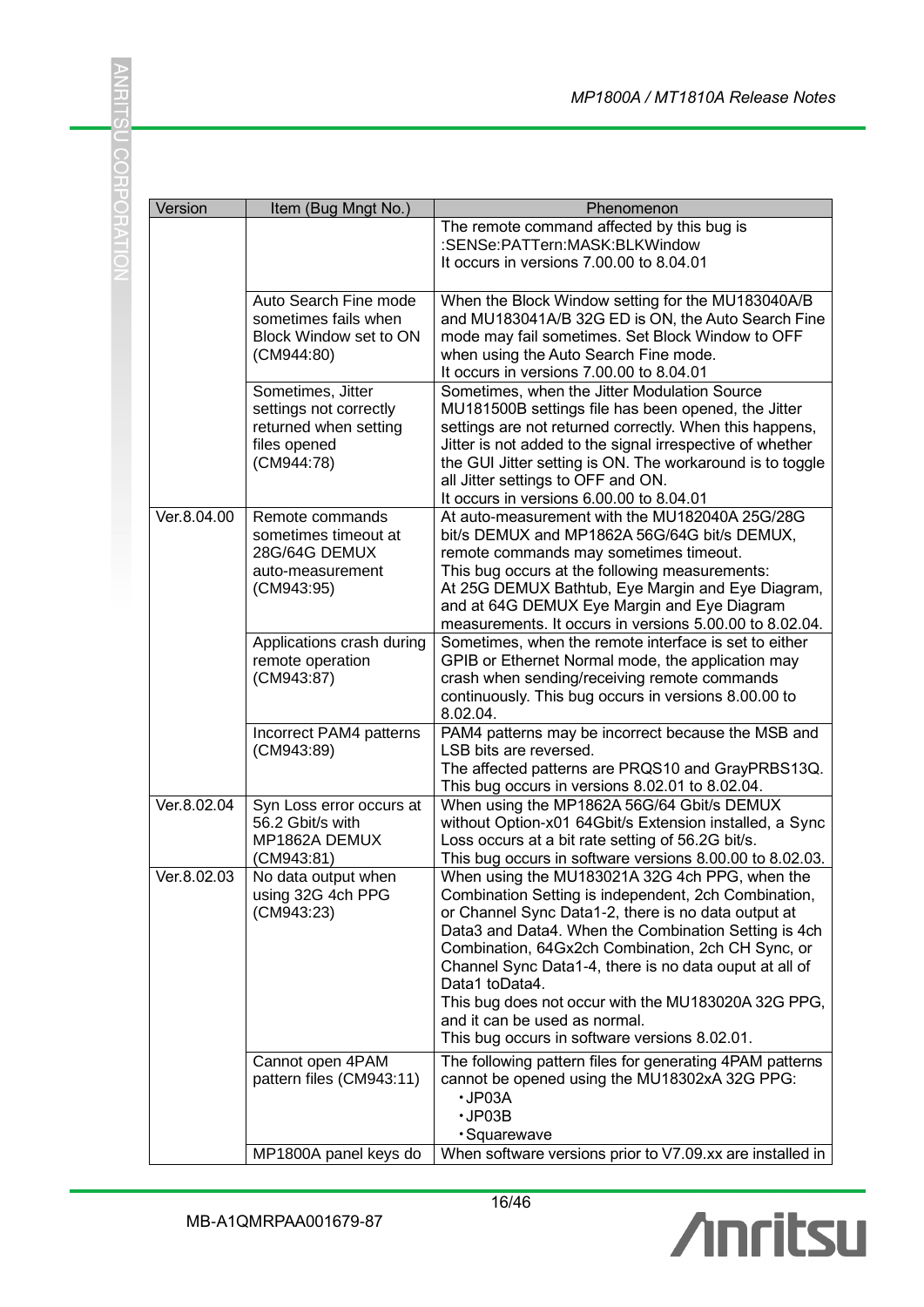| Version | Item (Bug Mngt No.) | Phenomenon |
|---|---|---|
| | | The remote command affected by this bug is :SENSe:PATTern:MASK:BLKWindow<br>It occurs in versions 7.00.00 to 8.04.01 |
| | Auto Search Fine mode sometimes fails when Block Window set to ON (CM944:80) | When the Block Window setting for the MU183040A/B and MU183041A/B 32G ED is ON, the Auto Search Fine mode may fail sometimes. Set Block Window to OFF when using the Auto Search Fine mode.<br>It occurs in versions 7.00.00 to 8.04.01 |
| | Sometimes, Jitter settings not correctly returned when setting files opened (CM944:78) | Sometimes, when the Jitter Modulation Source MU181500B settings file has been opened, the Jitter settings are not returned correctly. When this happens, Jitter is not added to the signal irrespective of whether the GUI Jitter setting is ON. The workaround is to toggle all Jitter settings to OFF and ON.<br>It occurs in versions 6.00.00 to 8.04.01 |
| Ver.8.04.00 | Remote commands sometimes timeout at 28G/64G DEMUX auto-measurement (CM943:95) | At auto-measurement with the MU182040A 25G/28G bit/s DEMUX and MP1862A 56G/64G bit/s DEMUX, remote commands may sometimes timeout.<br>This bug occurs at the following measurements:<br>At 25G DEMUX Bathtub, Eye Margin and Eye Diagram, and at 64G DEMUX Eye Margin and Eye Diagram measurements. It occurs in versions 5.00.00 to 8.02.04. |
| | Applications crash during remote operation (CM943:87) | Sometimes, when the remote interface is set to either GPIB or Ethernet Normal mode, the application may crash when sending/receiving remote commands continuously. This bug occurs in versions 8.00.00 to 8.02.04. |
| | Incorrect PAM4 patterns (CM943:89) | PAM4 patterns may be incorrect because the MSB and LSB bits are reversed.<br>The affected patterns are PRQS10 and GrayPRBS13Q. This bug occurs in versions 8.02.01 to 8.02.04. |
| Ver.8.02.04 | Syn Loss error occurs at 56.2 Gbit/s with MP1862A DEMUX (CM943:81) | When using the MP1862A 56G/64 Gbit/s DEMUX without Option-x01 64Gbit/s Extension installed, a Sync Loss occurs at a bit rate setting of 56.2G bit/s.<br>This bug occurs in software versions 8.00.00 to 8.02.03. |
| Ver.8.02.03 | No data output when using 32G 4ch PPG (CM943:23) | When using the MU183021A 32G 4ch PPG, when the Combination Setting is independent, 2ch Combination, or Channel Sync Data1-2, there is no data output at Data3 and Data4. When the Combination Setting is 4ch Combination, 64Gx2ch Combination, 2ch CH Sync, or Channel Sync Data1-4, there is no data ouput at all of Data1 toData4.<br>This bug does not occur with the MU183020A 32G PPG, and it can be used as normal.<br>This bug occurs in software versions 8.02.01. |
| | Cannot open 4PAM pattern files (CM943:11) | The following pattern files for generating 4PAM patterns cannot be opened using the MU18302xA 32G PPG:<br>・JP03A<br>・JP03B<br>・Squarewave |
| | MP1800A panel keys do | When software versions prior to V7.09.xx are installed in |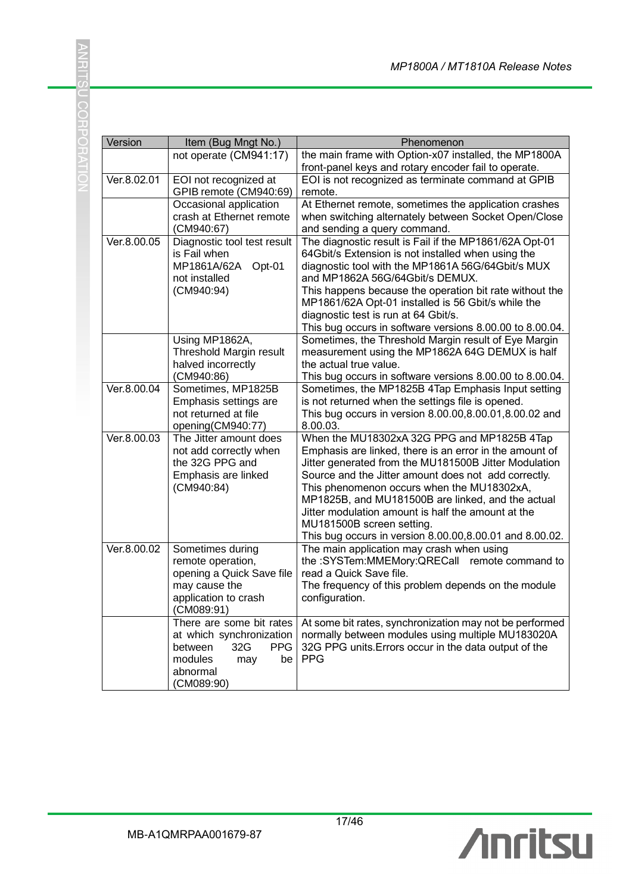| Version | Item (Bug Mngt No.) | Phenomenon |
|---|---|---|
| | not operate (CM941:17) | the main frame with Option-x07 installed, the MP1800A front-panel keys and rotary encoder fail to operate. |
| Ver.8.02.01 | EOI not recognized at GPIB remote (CM940:69) | EOI is not recognized as terminate command at GPIB remote. |
| | Occasional application crash at Ethernet remote (CM940:67) | At Ethernet remote, sometimes the application crashes when switching alternately between Socket Open/Close and sending a query command. |
| Ver.8.00.05 | Diagnostic tool test result is Fail when MP1861A/62A Opt-01 not installed (CM940:94) | The diagnostic result is Fail if the MP1861/62A Opt-01 64Gbit/s Extension is not installed when using the diagnostic tool with the MP1861A 56G/64Gbit/s MUX and MP1862A 56G/64Gbit/s DEMUX.<br>This happens because the operation bit rate without the MP1861/62A Opt-01 installed is 56 Gbit/s while the diagnostic test is run at 64 Gbit/s.<br>This bug occurs in software versions 8.00.00 to 8.00.04. |
| | Using MP1862A, Threshold Margin result halved incorrectly (CM940:86) | Sometimes, the Threshold Margin result of Eye Margin measurement using the MP1862A 64G DEMUX is half the actual true value.<br>This bug occurs in software versions 8.00.00 to 8.00.04. |
| Ver.8.00.04 | Sometimes, MP1825B Emphasis settings are not returned at file opening(CM940:77) | Sometimes, the MP1825B 4Tap Emphasis Input setting is not returned when the settings file is opened.<br>This bug occurs in version 8.00.00,8.00.01,8.00.02 and 8.00.03. |
| Ver.8.00.03 | The Jitter amount does not add correctly when the 32G PPG and Emphasis are linked (CM940:84) | When the MU18302xA 32G PPG and MP1825B 4Tap Emphasis are linked, there is an error in the amount of Jitter generated from the MU181500B Jitter Modulation Source and the Jitter amount does not add correctly.<br>This phenomenon occurs when the MU18302xA, MP1825B, and MU181500B are linked, and the actual Jitter modulation amount is half the amount at the MU181500B screen setting.<br>This bug occurs in version 8.00.00,8.00.01 and 8.00.02. |
| Ver.8.00.02 | Sometimes during remote operation, opening a Quick Save file may cause the application to crash (CM089:91) | The main application may crash when using the :SYSTem:MMEMory:QRECall remote command to read a Quick Save file.<br>The frequency of this problem depends on the module configuration. |
| | There are some bit rates at which synchronization between 32G PPG modules may be abnormal (CM089:90) | At some bit rates, synchronization may not be performed normally between modules using multiple MU183020A 32G PPG units.Errors occur in the data output of the PPG |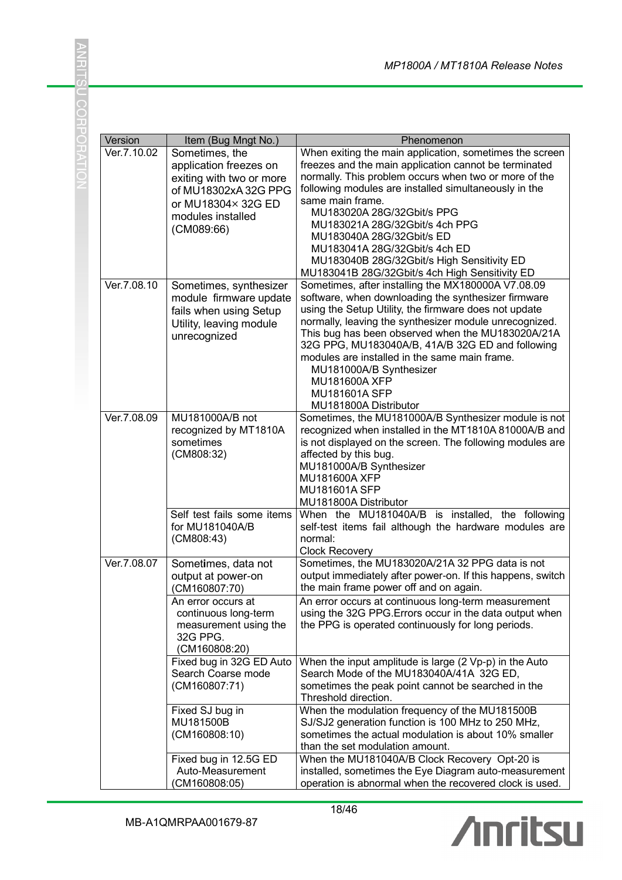| Version | Item (Bug Mngt No.) | Phenomenon |
|---|---|---|
| Ver.7.10.02 | Sometimes, the application freezes on exiting with two or more of MU18302xA 32G PPG or MU18304× 32G ED modules installed (CM089:66) | When exiting the main application, sometimes the screen freezes and the main application cannot be terminated normally. This problem occurs when two or more of the following modules are installed simultaneously in the same main frame.<br>MU183020A 28G/32Gbit/s PPG<br>MU183021A 28G/32Gbit/s 4ch PPG<br>MU183040A 28G/32Gbit/s ED<br>MU183041A 28G/32Gbit/s 4ch ED<br>MU183040B 28G/32Gbit/s High Sensitivity ED<br>MU183041B 28G/32Gbit/s 4ch High Sensitivity ED |
| Ver.7.08.10 | Sometimes, synthesizer module firmware update fails when using Setup Utility, leaving module unrecognized | Sometimes, after installing the MX180000A V7.08.09 software, when downloading the synthesizer firmware using the Setup Utility, the firmware does not update normally, leaving the synthesizer module unrecognized. This bug has been observed when the MU183020A/21A 32G PPG, MU183040A/B, 41A/B 32G ED and following modules are installed in the same main frame.<br>MU181000A/B Synthesizer<br>MU181600A XFP<br>MU181601A SFP<br>MU181800A Distributor |
| Ver.7.08.09 | MU181000A/B not recognized by MT1810A sometimes (CM808:32) | Sometimes, the MU181000A/B Synthesizer module is not recognized when installed in the MT1810A 81000A/B and is not displayed on the screen. The following modules are affected by this bug.<br>MU181000A/B Synthesizer<br>MU181600A XFP<br>MU181601A SFP<br>MU181800A Distributor |
| | Self test fails some items for MU181040A/B (CM808:43) | When the MU181040A/B is installed, the following self-test items fail although the hardware modules are normal:<br>Clock Recovery |
| Ver.7.08.07 | Sometimes, data not output at power-on (CM160807:70) | Sometimes, the MU183020A/21A 32 PPG data is not output immediately after power-on. If this happens, switch the main frame power off and on again. |
| | An error occurs at continuous long-term measurement using the 32G PPG. (CM160808:20) | An error occurs at continuous long-term measurement using the 32G PPG.Errors occur in the data output when the PPG is operated continuously for long periods. |
| | Fixed bug in 32G ED Auto Search Coarse mode (CM160807:71) | When the input amplitude is large (2 Vp-p) in the Auto Search Mode of the MU183040A/41A 32G ED, sometimes the peak point cannot be searched in the Threshold direction. |
| | Fixed SJ bug in MU181500B (CM160808:10) | When the modulation frequency of the MU181500B SJ/SJ2 generation function is 100 MHz to 250 MHz, sometimes the actual modulation is about 10% smaller than the set modulation amount. |
| | Fixed bug in 12.5G ED Auto-Measurement (CM160808:05) | When the MU181040A/B Clock Recovery Opt-20 is installed, sometimes the Eye Diagram auto-measurement operation is abnormal when the recovered clock is used. |

MB-A1QMRPAA001679-87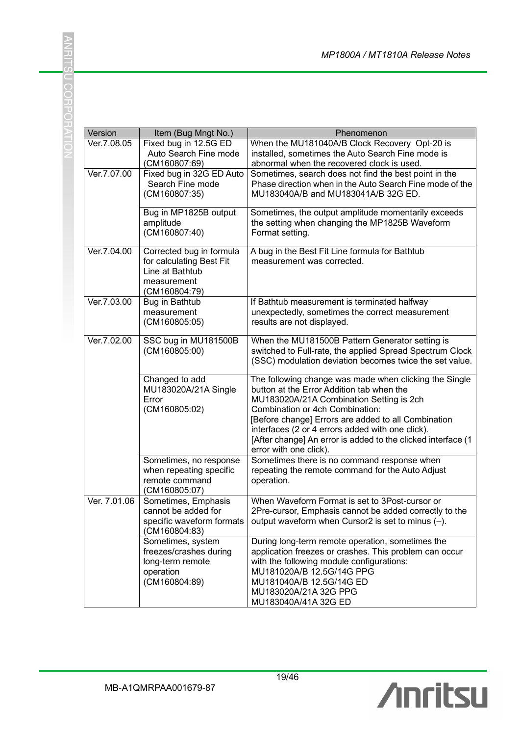| Version | Item (Bug Mngt No.) | Phenomenon |
|---|---|---|
| Ver.7.08.05 | Fixed bug in 12.5G ED Auto Search Fine mode (CM160807:69) | When the MU181040A/B Clock Recovery Opt-20 is installed, sometimes the Auto Search Fine mode is abnormal when the recovered clock is used. |
| Ver.7.07.00 | Fixed bug in 32G ED Auto Search Fine mode (CM160807:35) | Sometimes, search does not find the best point in the Phase direction when in the Auto Search Fine mode of the MU183040A/B and MU183041A/B 32G ED. |
| | Bug in MP1825B output amplitude (CM160807:40) | Sometimes, the output amplitude momentarily exceeds the setting when changing the MP1825B Waveform Format setting. |
| Ver.7.04.00 | Corrected bug in formula for calculating Best Fit Line at Bathtub measurement (CM160804:79) | A bug in the Best Fit Line formula for Bathtub measurement was corrected. |
| Ver.7.03.00 | Bug in Bathtub measurement (CM160805:05) | If Bathtub measurement is terminated halfway unexpectedly, sometimes the correct measurement results are not displayed. |
| Ver.7.02.00 | SSC bug in MU181500B (CM160805:00) | When the MU181500B Pattern Generator setting is switched to Full-rate, the applied Spread Spectrum Clock (SSC) modulation deviation becomes twice the set value. |
| | Changed to add MU183020A/21A Single Error (CM160805:02) | The following change was made when clicking the Single button at the Error Addition tab when the MU183020A/21A Combination Setting is 2ch Combination or 4ch Combination:<br>[Before change] Errors are added to all Combination interfaces (2 or 4 errors added with one click).<br>[After change] An error is added to the clicked interface (1 error with one click). |
| | Sometimes, no response when repeating specific remote command (CM160805:07) | Sometimes there is no command response when repeating the remote command for the Auto Adjust operation. |
| Ver. 7.01.06 | Sometimes, Emphasis cannot be added for specific waveform formats (CM160804:83) | When Waveform Format is set to 3Post-cursor or 2Pre-cursor, Emphasis cannot be added correctly to the output waveform when Cursor2 is set to minus (–). |
| | Sometimes, system freezes/crashes during long-term remote operation (CM160804:89) | During long-term remote operation, sometimes the application freezes or crashes. This problem can occur with the following module configurations:<br>MU181020A/B 12.5G/14G PPG<br>MU181040A/B 12.5G/14G ED<br>MU183020A/21A 32G PPG<br>MU183040A/41A 32G ED |

MB-A1QMRPAA001679-87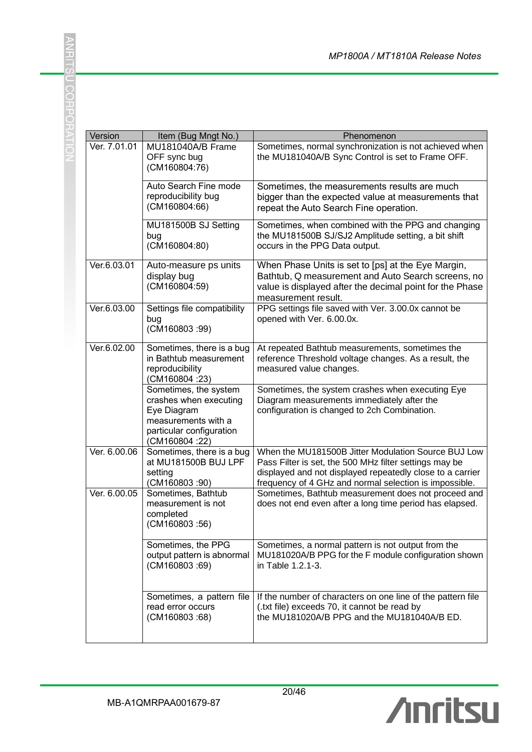| Version | Item (Bug Mngt No.) | Phenomenon |
|---|---|---|
| Ver. 7.01.01 | MU181040A/B Frame OFF sync bug (CM160804:76) | Sometimes, normal synchronization is not achieved when the MU181040A/B Sync Control is set to Frame OFF. |
| | Auto Search Fine mode reproducibility bug (CM160804:66) | Sometimes, the measurements results are much bigger than the expected value at measurements that repeat the Auto Search Fine operation. |
| | MU181500B SJ Setting bug (CM160804:80) | Sometimes, when combined with the PPG and changing the MU181500B SJ/SJ2 Amplitude setting, a bit shift occurs in the PPG Data output. |
| Ver.6.03.01 | Auto-measure ps units display bug (CM160804:59) | When Phase Units is set to [ps] at the Eye Margin, Bathtub, Q measurement and Auto Search screens, no value is displayed after the decimal point for the Phase measurement result. |
| Ver.6.03.00 | Settings file compatibility bug (CM160803 :99) | PPG settings file saved with Ver. 3.00.0x cannot be opened with Ver. 6.00.0x. |
| Ver.6.02.00 | Sometimes, there is a bug in Bathtub measurement reproducibility (CM160804 :23) | At repeated Bathtub measurements, sometimes the reference Threshold voltage changes. As a result, the measured value changes. |
| | Sometimes, the system crashes when executing Eye Diagram measurements with a particular configuration (CM160804 :22) | Sometimes, the system crashes when executing Eye Diagram measurements immediately after the configuration is changed to 2ch Combination. |
| Ver. 6.00.06 | Sometimes, there is a bug at MU181500B BUJ LPF setting (CM160803 :90) | When the MU181500B Jitter Modulation Source BUJ Low Pass Filter is set, the 500 MHz filter settings may be displayed and not displayed repeatedly close to a carrier frequency of 4 GHz and normal selection is impossible. |
| Ver. 6.00.05 | Sometimes, Bathtub measurement is not completed (CM160803 :56) | Sometimes, Bathtub measurement does not proceed and does not end even after a long time period has elapsed. |
| | Sometimes, the PPG output pattern is abnormal (CM160803 :69) | Sometimes, a normal pattern is not output from the MU181020A/B PPG for the F module configuration shown in Table 1.2.1-3. |
| | Sometimes, a pattern file read error occurs (CM160803 :68) | If the number of characters on one line of the pattern file (.txt file) exceeds 70, it cannot be read by the MU181020A/B PPG and the MU181040A/B ED. |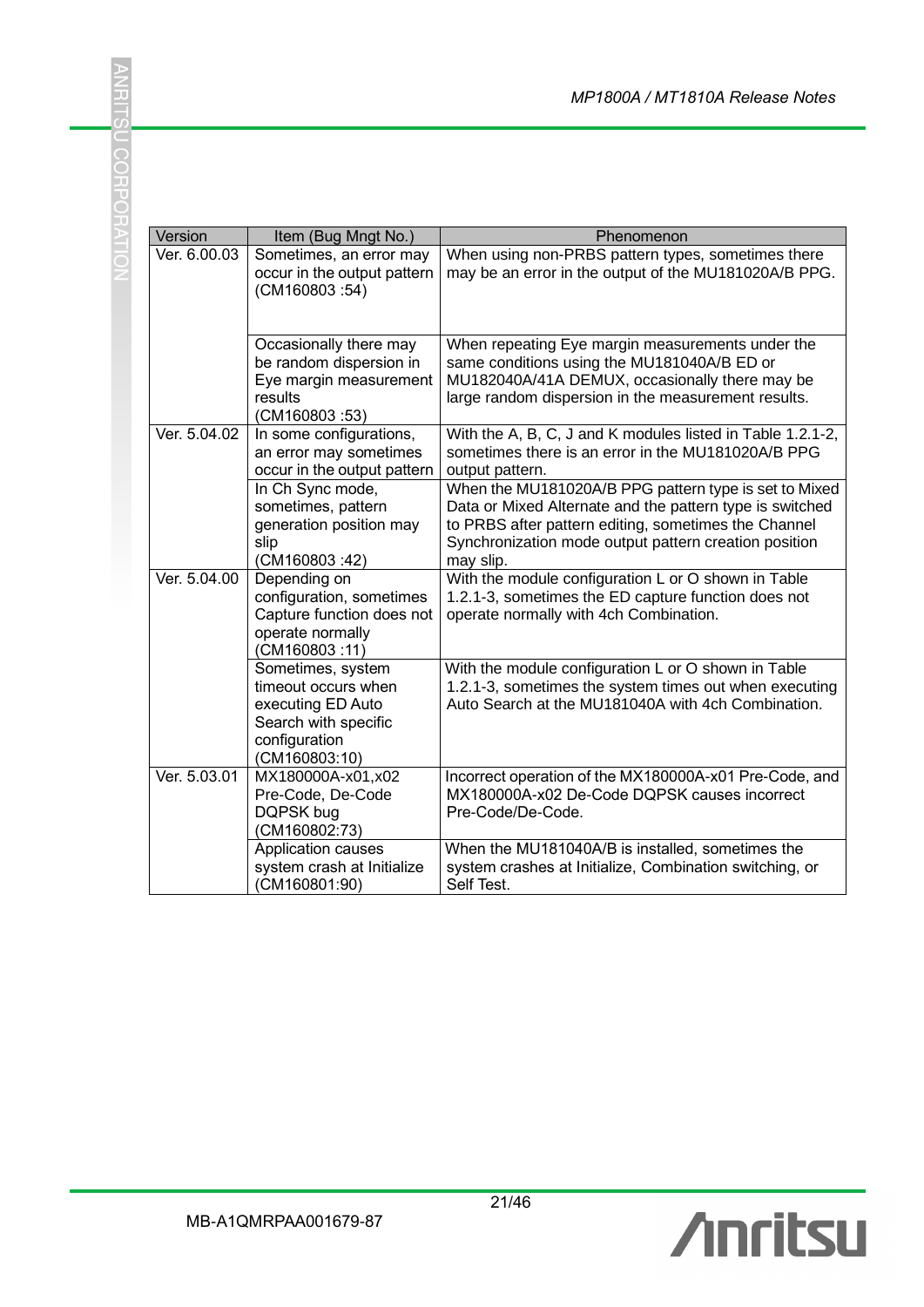| Version | Item (Bug Mngt No.) | Phenomenon |
|---|---|---|
| Ver. 6.00.03 | Sometimes, an error may occur in the output pattern (CM160803 :54) | When using non-PRBS pattern types, sometimes there may be an error in the output of the MU181020A/B PPG. |
| | Occasionally there may be random dispersion in Eye margin measurement results (CM160803 :53) | When repeating Eye margin measurements under the same conditions using the MU181040A/B ED or MU182040A/41A DEMUX, occasionally there may be large random dispersion in the measurement results. |
| Ver. 5.04.02 | In some configurations, an error may sometimes occur in the output pattern | With the A, B, C, J and K modules listed in Table 1.2.1-2, sometimes there is an error in the MU181020A/B PPG output pattern. |
| | In Ch Sync mode, sometimes, pattern generation position may slip (CM160803 :42) | When the MU181020A/B PPG pattern type is set to Mixed Data or Mixed Alternate and the pattern type is switched to PRBS after pattern editing, sometimes the Channel Synchronization mode output pattern creation position may slip. |
| Ver. 5.04.00 | Depending on configuration, sometimes Capture function does not operate normally (CM160803 :11) | With the module configuration L or O shown in Table 1.2.1-3, sometimes the ED capture function does not operate normally with 4ch Combination. |
| | Sometimes, system timeout occurs when executing ED Auto Search with specific configuration (CM160803:10) | With the module configuration L or O shown in Table 1.2.1-3, sometimes the system times out when executing Auto Search at the MU181040A with 4ch Combination. |
| Ver. 5.03.01 | MX180000A-x01,x02 Pre-Code, De-Code DQPSK bug (CM160802:73) | Incorrect operation of the MX180000A-x01 Pre-Code, and MX180000A-x02 De-Code DQPSK causes incorrect Pre-Code/De-Code. |
| | Application causes system crash at Initialize (CM160801:90) | When the MU181040A/B is installed, sometimes the system crashes at Initialize, Combination switching, or Self Test. |

MB-A1QMRPAA001679-87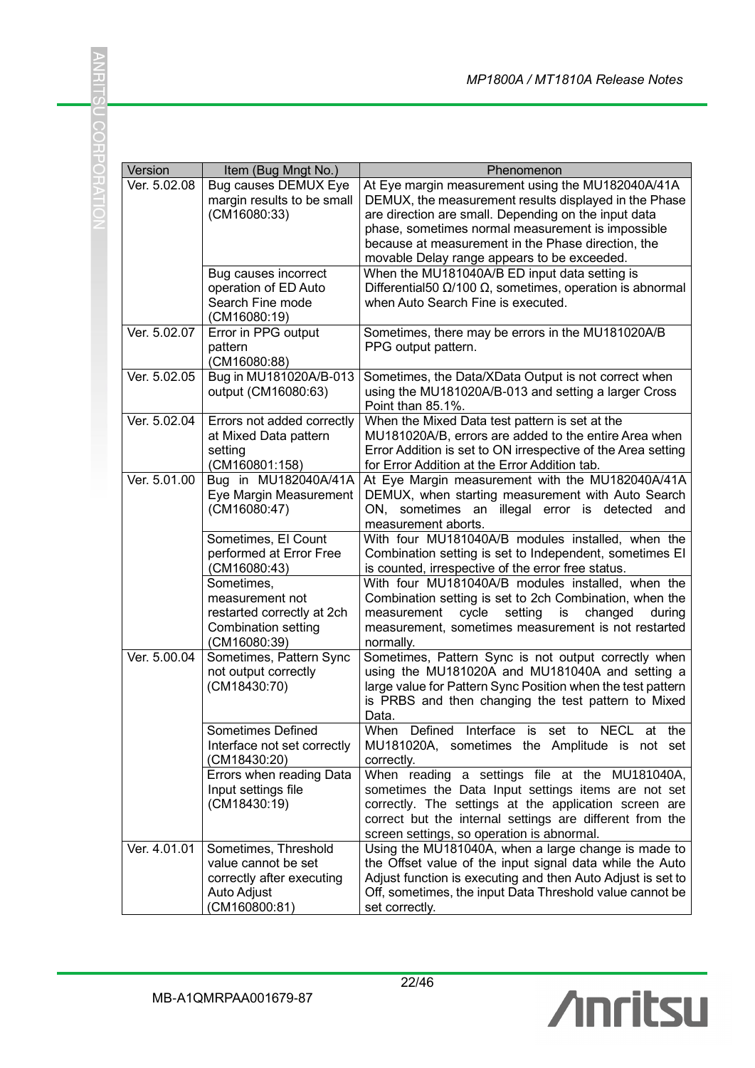| Version | Item (Bug Mngt No.) | Phenomenon |
|---|---|---|
| Ver. 5.02.08 | Bug causes DEMUX Eye margin results to be small (CM16080:33) | At Eye margin measurement using the MU182040A/41A DEMUX, the measurement results displayed in the Phase are direction are small. Depending on the input data phase, sometimes normal measurement is impossible because at measurement in the Phase direction, the movable Delay range appears to be exceeded. |
| | Bug causes incorrect operation of ED Auto Search Fine mode (CM16080:19) | When the MU181040A/B ED input data setting is Differential50 Ω/100 Ω, sometimes, operation is abnormal when Auto Search Fine is executed. |
| Ver. 5.02.07 | Error in PPG output pattern (CM16080:88) | Sometimes, there may be errors in the MU181020A/B PPG output pattern. |
| Ver. 5.02.05 | Bug in MU181020A/B-013 output (CM16080:63) | Sometimes, the Data/XData Output is not correct when using the MU181020A/B-013 and setting a larger Cross Point than 85.1%. |
| Ver. 5.02.04 | Errors not added correctly at Mixed Data pattern setting (CM160801:158) | When the Mixed Data test pattern is set at the MU181020A/B, errors are added to the entire Area when Error Addition is set to ON irrespective of the Area setting for Error Addition at the Error Addition tab. |
| Ver. 5.01.00 | Bug in MU182040A/41A Eye Margin Measurement (CM16080:47) | At Eye Margin measurement with the MU182040A/41A DEMUX, when starting measurement with Auto Search ON, sometimes an illegal error is detected and measurement aborts. |
| | Sometimes, EI Count performed at Error Free (CM16080:43) | With four MU181040A/B modules installed, when the Combination setting is set to Independent, sometimes EI is counted, irrespective of the error free status. |
| | Sometimes, measurement not restarted correctly at 2ch Combination setting (CM16080:39) | With four MU181040A/B modules installed, when the Combination setting is set to 2ch Combination, when the measurement cycle setting is changed during measurement, sometimes measurement is not restarted normally. |
| Ver. 5.00.04 | Sometimes, Pattern Sync not output correctly (CM18430:70) | Sometimes, Pattern Sync is not output correctly when using the MU181020A and MU181040A and setting a large value for Pattern Sync Position when the test pattern is PRBS and then changing the test pattern to Mixed Data. |
| | Sometimes Defined Interface not set correctly (CM18430:20) | When Defined Interface is set to NECL at the MU181020A, sometimes the Amplitude is not set correctly. |
| | Errors when reading Data Input settings file (CM18430:19) | When reading a settings file at the MU181040A, sometimes the Data Input settings items are not set correctly. The settings at the application screen are correct but the internal settings are different from the screen settings, so operation is abnormal. |
| Ver. 4.01.01 | Sometimes, Threshold value cannot be set correctly after executing Auto Adjust (CM160800:81) | Using the MU181040A, when a large change is made to the Offset value of the input signal data while the Auto Adjust function is executing and then Auto Adjust is set to Off, sometimes, the input Data Threshold value cannot be set correctly. |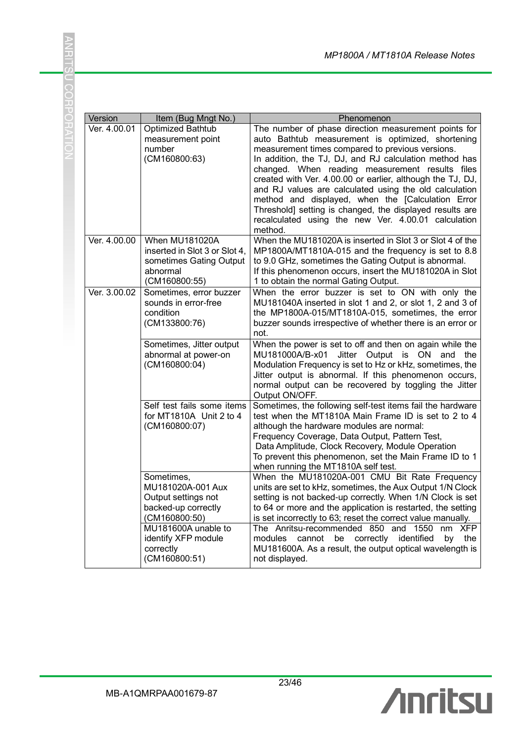| Version | Item (Bug Mngt No.) | Phenomenon |
|---|---|---|
| Ver. 4.00.01 | Optimized Bathtub measurement point number (CM160800:63) | The number of phase direction measurement points for auto Bathtub measurement is optimized, shortening measurement times compared to previous versions. In addition, the TJ, DJ, and RJ calculation method has changed. When reading measurement results files created with Ver. 4.00.00 or earlier, although the TJ, DJ, and RJ values are calculated using the old calculation method and displayed, when the [Calculation Error Threshold] setting is changed, the displayed results are recalculated using the new Ver. 4.00.01 calculation method. |
| Ver. 4.00.00 | When MU181020A inserted in Slot 3 or Slot 4, sometimes Gating Output abnormal (CM160800:55) | When the MU181020A is inserted in Slot 3 or Slot 4 of the MP1800A/MT1810A-015 and the frequency is set to 8.8 to 9.0 GHz, sometimes the Gating Output is abnormal. If this phenomenon occurs, insert the MU181020A in Slot 1 to obtain the normal Gating Output. |
| Ver. 3.00.02 | Sometimes, error buzzer sounds in error-free condition (CM133800:76) | When the error buzzer is set to ON with only the MU181040A inserted in slot 1 and 2, or slot 1, 2 and 3 of the MP1800A-015/MT1810A-015, sometimes, the error buzzer sounds irrespective of whether there is an error or not. |
| | Sometimes, Jitter output abnormal at power-on (CM160800:04) | When the power is set to off and then on again while the MU181000A/B-x01 Jitter Output is ON and the Modulation Frequency is set to Hz or kHz, sometimes, the Jitter output is abnormal. If this phenomenon occurs, normal output can be recovered by toggling the Jitter Output ON/OFF. |
| | Self test fails some items for MT1810A Unit 2 to 4 (CM160800:07) | Sometimes, the following self-test items fail the hardware test when the MT1810A Main Frame ID is set to 2 to 4 although the hardware modules are normal: Frequency Coverage, Data Output, Pattern Test, Data Amplitude, Clock Recovery, Module Operation. To prevent this phenomenon, set the Main Frame ID to 1 when running the MT1810A self test. |
| | Sometimes, MU181020A-001 Aux Output settings not backed-up correctly (CM160800:50) | When the MU181020A-001 CMU Bit Rate Frequency units are set to kHz, sometimes, the Aux Output 1/N Clock setting is not backed-up correctly. When 1/N Clock is set to 64 or more and the application is restarted, the setting is set incorrectly to 63; reset the correct value manually. |
| | MU181600A unable to identify XFP module correctly (CM160800:51) | The Anritsu-recommended 850 and 1550 nm XFP modules cannot be correctly identified by the MU181600A. As a result, the output optical wavelength is not displayed. |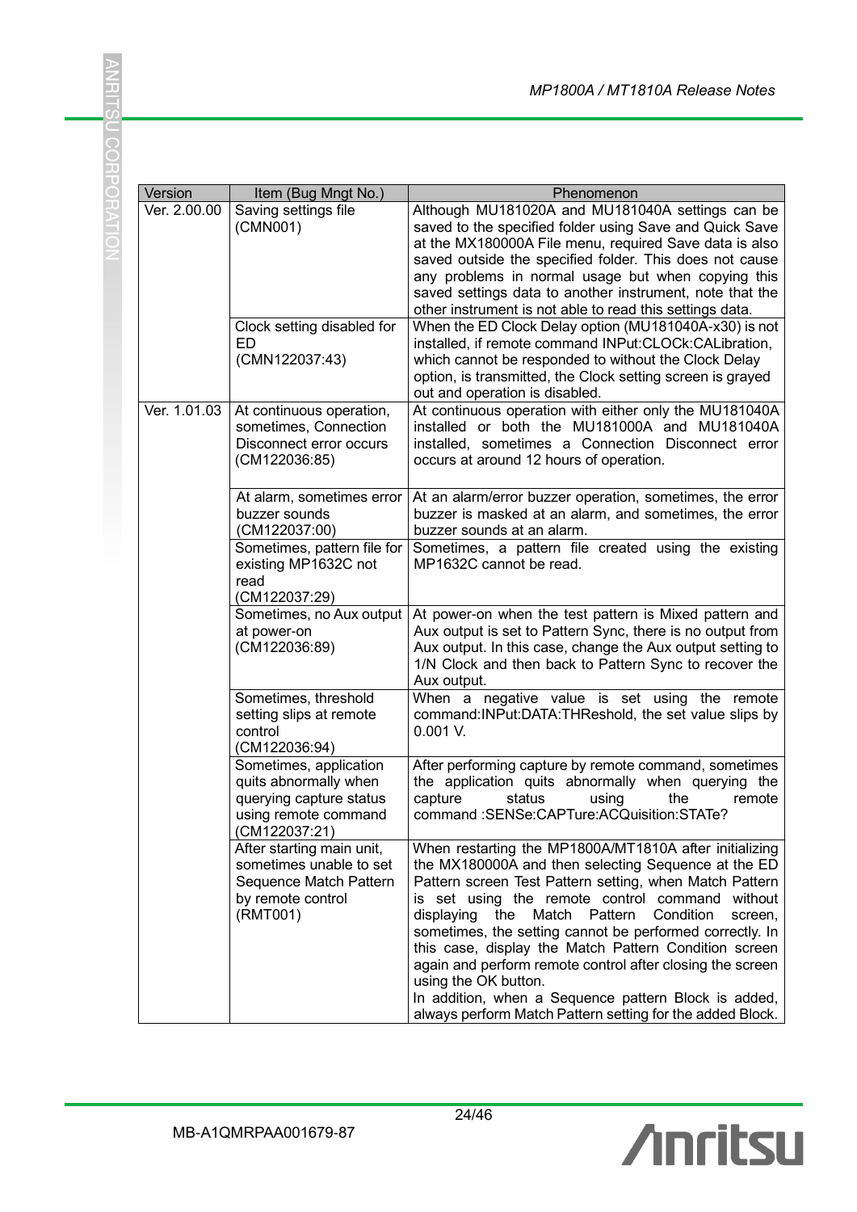| Version | Item (Bug Mngt No.) | Phenomenon |
|---|---|---|
| Ver. 2.00.00 | Saving settings file (CMN001) | Although MU181020A and MU181040A settings can be saved to the specified folder using Save and Quick Save at the MX180000A File menu, required Save data is also saved outside the specified folder. This does not cause any problems in normal usage but when copying this saved settings data to another instrument, note that the other instrument is not able to read this settings data. |
| | Clock setting disabled for ED (CMN122037:43) | When the ED Clock Delay option (MU181040A-x30) is not installed, if remote command INPut:CLOCk:CALibration, which cannot be responded to without the Clock Delay option, is transmitted, the Clock setting screen is grayed out and operation is disabled. |
| Ver. 1.01.03 | At continuous operation, sometimes, Connection Disconnect error occurs (CM122036:85) | At continuous operation with either only the MU181040A installed or both the MU181000A and MU181040A installed, sometimes a Connection Disconnect error occurs at around 12 hours of operation. |
| | At alarm, sometimes error buzzer sounds (CM122037:00) | At an alarm/error buzzer operation, sometimes, the error buzzer is masked at an alarm, and sometimes, the error buzzer sounds at an alarm. |
| | Sometimes, pattern file for existing MP1632C not read (CM122037:29) | Sometimes, a pattern file created using the existing MP1632C cannot be read. |
| | Sometimes, no Aux output at power-on (CM122036:89) | At power-on when the test pattern is Mixed pattern and Aux output is set to Pattern Sync, there is no output from Aux output. In this case, change the Aux output setting to 1/N Clock and then back to Pattern Sync to recover the Aux output. |
| | Sometimes, threshold setting slips at remote control (CM122036:94) | When a negative value is set using the remote command:INPut:DATA:THReshold, the set value slips by 0.001 V. |
| | Sometimes, application quits abnormally when querying capture status using remote command (CM122037:21) | After performing capture by remote command, sometimes the application quits abnormally when querying the capture status using the remote command :SENSe:CAPTure:ACQuisition:STATe? |
| | After starting main unit, sometimes unable to set Sequence Match Pattern by remote control (RMT001) | When restarting the MP1800A/MT1810A after initializing the MX180000A and then selecting Sequence at the ED Pattern screen Test Pattern setting, when Match Pattern is set using the remote control command without displaying the Match Pattern Condition screen, sometimes, the setting cannot be performed correctly. In this case, display the Match Pattern Condition screen again and perform remote control after closing the screen using the OK button.<br>In addition, when a Sequence pattern Block is added, always perform Match Pattern setting for the added Block. |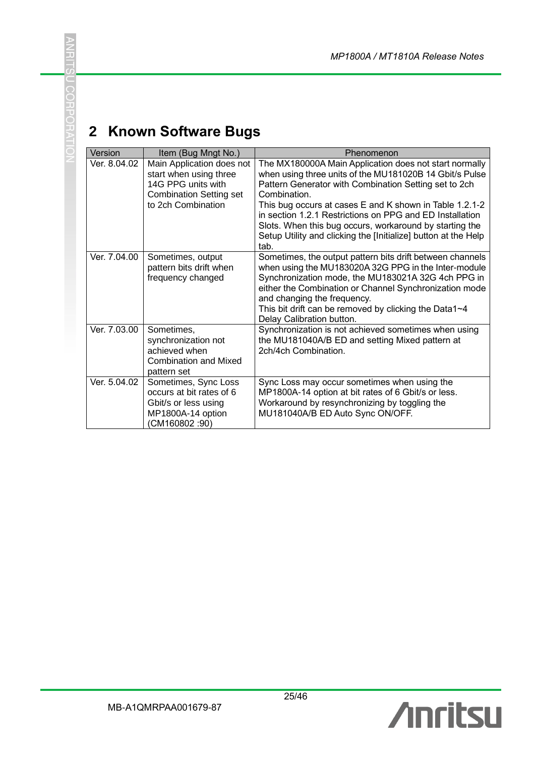# 2 Known Software Bugs

| Version | Item (Bug Mngt No.) | Phenomenon |
|---|---|---|
| Ver. 8.04.02 | Main Application does not start when using three 14G PPG units with Combination Setting set to 2ch Combination | The MX180000A Main Application does not start normally when using three units of the MU181020B 14 Gbit/s Pulse Pattern Generator with Combination Setting set to 2ch Combination.<br>This bug occurs at cases E and K shown in Table 1.2.1-2 in section 1.2.1 Restrictions on PPG and ED Installation Slots. When this bug occurs, workaround by starting the Setup Utility and clicking the [Initialize] button at the Help tab. |
| Ver. 7.04.00 | Sometimes, output pattern bits drift when frequency changed | Sometimes, the output pattern bits drift between channels when using the MU183020A 32G PPG in the Inter-module Synchronization mode, the MU183021A 32G 4ch PPG in either the Combination or Channel Synchronization mode and changing the frequency.<br>This bit drift can be removed by clicking the Data1~4 Delay Calibration button. |
| Ver. 7.03.00 | Sometimes, synchronization not achieved when Combination and Mixed pattern set | Synchronization is not achieved sometimes when using the MU181040A/B ED and setting Mixed pattern at 2ch/4ch Combination. |
| Ver. 5.04.02 | Sometimes, Sync Loss occurs at bit rates of 6 Gbit/s or less using MP1800A-14 option (CM160802 :90) | Sync Loss may occur sometimes when using the MP1800A-14 option at bit rates of 6 Gbit/s or less. Workaround by resynchronizing by toggling the MU181040A/B ED Auto Sync ON/OFF. |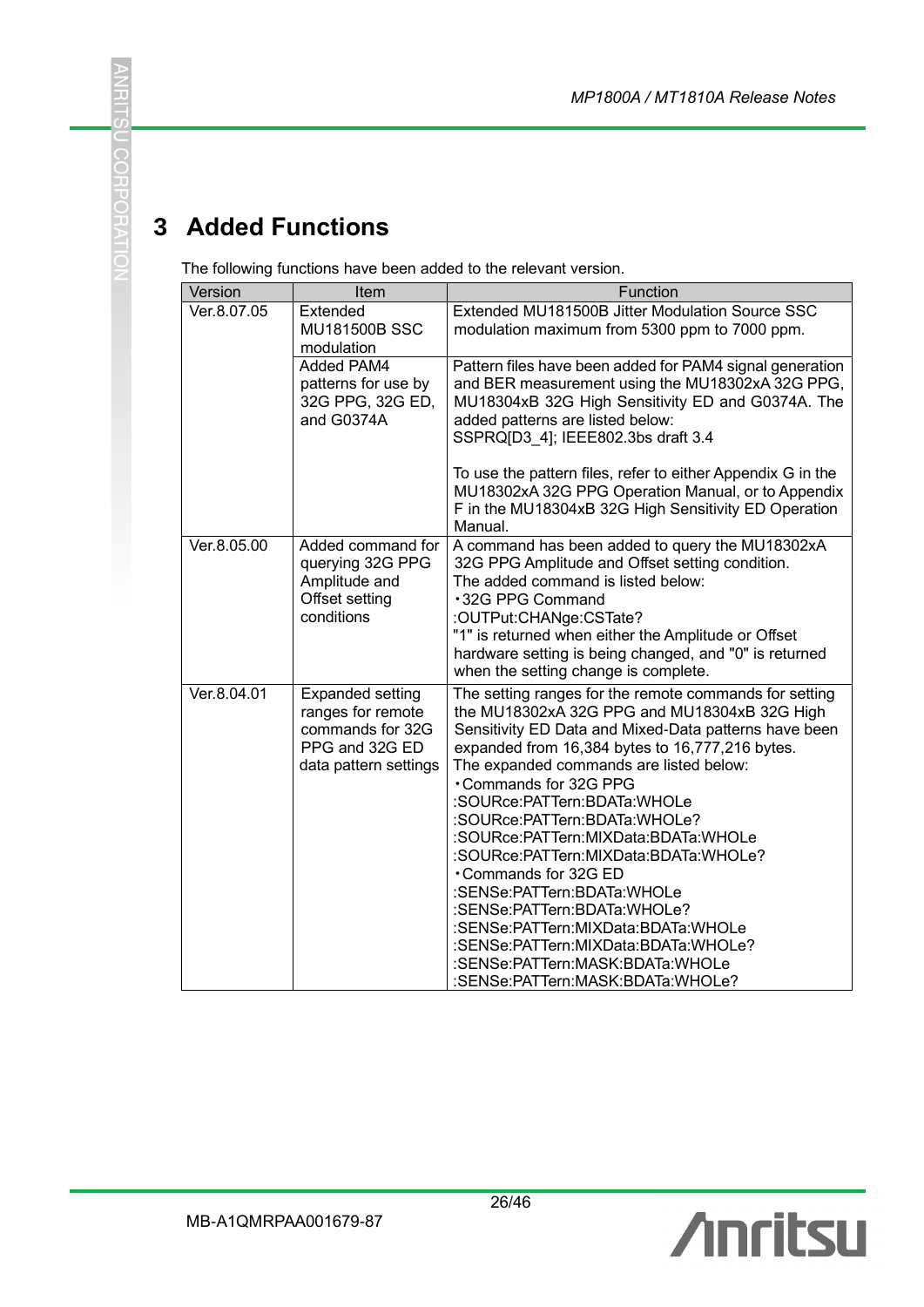# 3 Added Functions

The following functions have been added to the relevant version.

| Version | Item | Function |
|---|---|---|
| Ver.8.07.05 | Extended MU181500B SSC modulation | Extended MU181500B Jitter Modulation Source SSC modulation maximum from 5300 ppm to 7000 ppm. |
| | Added PAM4 patterns for use by 32G PPG, 32G ED, and G0374A | Pattern files have been added for PAM4 signal generation and BER measurement using the MU18302xA 32G PPG, MU18304xB 32G High Sensitivity ED and G0374A. The added patterns are listed below:<br>SSPRQ[D3_4]; IEEE802.3bs draft 3.4<br><br>To use the pattern files, refer to either Appendix G in the MU18302xA 32G PPG Operation Manual, or to Appendix F in the MU18304xB 32G High Sensitivity ED Operation Manual. |
| Ver.8.05.00 | Added command for querying 32G PPG Amplitude and Offset setting conditions | A command has been added to query the MU18302xA 32G PPG Amplitude and Offset setting condition.<br>The added command is listed below:<br>・32G PPG Command<br>:OUTPut:CHANGe:CSTate?<br>"1" is returned when either the Amplitude or Offset hardware setting is being changed, and "0" is returned when the setting change is complete. |
| Ver.8.04.01 | Expanded setting ranges for remote commands for 32G PPG and 32G ED data pattern settings | The setting ranges for the remote commands for setting the MU18302xA 32G PPG and MU18304xB 32G High Sensitivity ED Data and Mixed-Data patterns have been expanded from 16,384 bytes to 16,777,216 bytes.<br>The expanded commands are listed below:<br>・Commands for 32G PPG<br>:SOURce:PATTern:BDATa:WHOLe<br>:SOURce:PATTern:BDATa:WHOLe?<br>:SOURce:PATTern:MIXData:BDATa:WHOLe<br>:SOURce:PATTern:MIXData:BDATa:WHOLe?<br>・Commands for 32G ED<br>:SENSe:PATTern:BDATa:WHOLe<br>:SENSe:PATTern:BDATa:WHOLe?<br>:SENSe:PATTern:MIXData:BDATa:WHOLe<br>:SENSe:PATTern:MIXData:BDATa:WHOLe?<br>:SENSe:PATTern:MASK:BDATa:WHOLe<br>:SENSe:PATTern:MASK:BDATa:WHOLe? |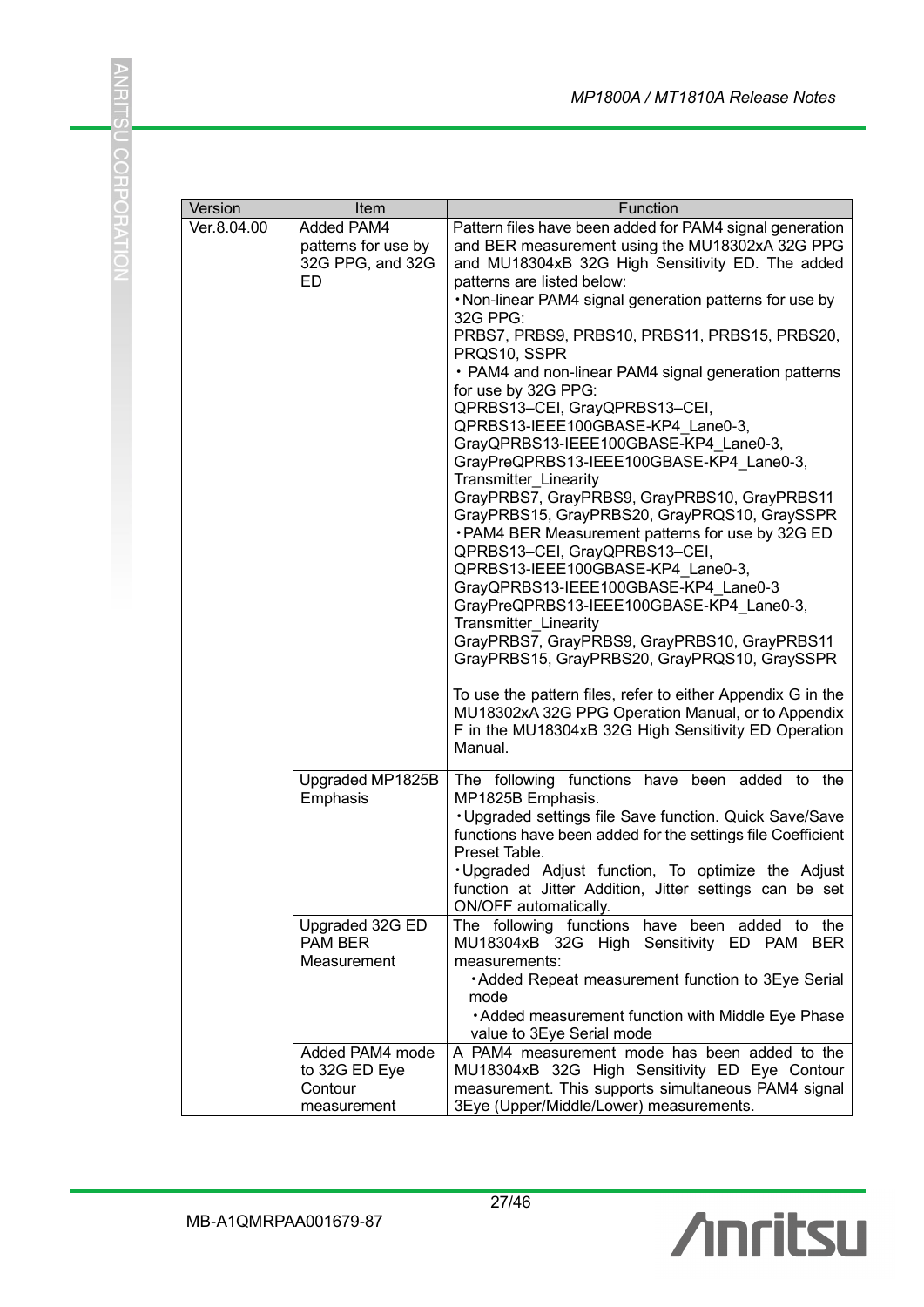| Version | Item | Function |
|---|---|---|
| Ver.8.04.00 | Added PAM4 patterns for use by 32G PPG, and 32G ED | Pattern files have been added for PAM4 signal generation and BER measurement using the MU18302xA 32G PPG and MU18304xB 32G High Sensitivity ED. The added patterns are listed below:<br>・Non-linear PAM4 signal generation patterns for use by 32G PPG:<br>PRBS7, PRBS9, PRBS10, PRBS11, PRBS15, PRBS20, PRQS10, SSPR<br>・PAM4 and non-linear PAM4 signal generation patterns for use by 32G PPG:<br>QPRBS13–CEI, GrayQPRBS13–CEI, QPRBS13-IEEE100GBASE-KP4_Lane0-3, GrayQPRBS13-IEEE100GBASE-KP4_Lane0-3, GrayPreQPRBS13-IEEE100GBASE-KP4_Lane0-3, Transmitter_Linearity<br>GrayPRBS7, GrayPRBS9, GrayPRBS10, GrayPRBS11 GrayPRBS15, GrayPRBS20, GrayPRQS10, GraySSPR<br>・PAM4 BER Measurement patterns for use by 32G ED<br>QPRBS13–CEI, GrayQPRBS13–CEI, QPRBS13-IEEE100GBASE-KP4_Lane0-3, GrayQPRBS13-IEEE100GBASE-KP4_Lane0-3 GrayPreQPRBS13-IEEE100GBASE-KP4_Lane0-3, Transmitter_Linearity<br>GrayPRBS7, GrayPRBS9, GrayPRBS10, GrayPRBS11 GrayPRBS15, GrayPRBS20, GrayPRQS10, GraySSPR<br><br>To use the pattern files, refer to either Appendix G in the MU18302xA 32G PPG Operation Manual, or to Appendix F in the MU18304xB 32G High Sensitivity ED Operation Manual. |
| | Upgraded MP1825B Emphasis | The following functions have been added to the MP1825B Emphasis.<br>・Upgraded settings file Save function. Quick Save/Save functions have been added for the settings file Coefficient Preset Table.<br>・Upgraded Adjust function, To optimize the Adjust function at Jitter Addition, Jitter settings can be set ON/OFF automatically. |
| | Upgraded 32G ED PAM BER Measurement | The following functions have been added to the MU18304xB 32G High Sensitivity ED PAM BER measurements:<br>・Added Repeat measurement function to 3Eye Serial mode<br>・Added measurement function with Middle Eye Phase value to 3Eye Serial mode |
| | Added PAM4 mode to 32G ED Eye Contour measurement | A PAM4 measurement mode has been added to the MU18304xB 32G High Sensitivity ED Eye Contour measurement. This supports simultaneous PAM4 signal 3Eye (Upper/Middle/Lower) measurements. |

MB-A1QMRPAA001679-87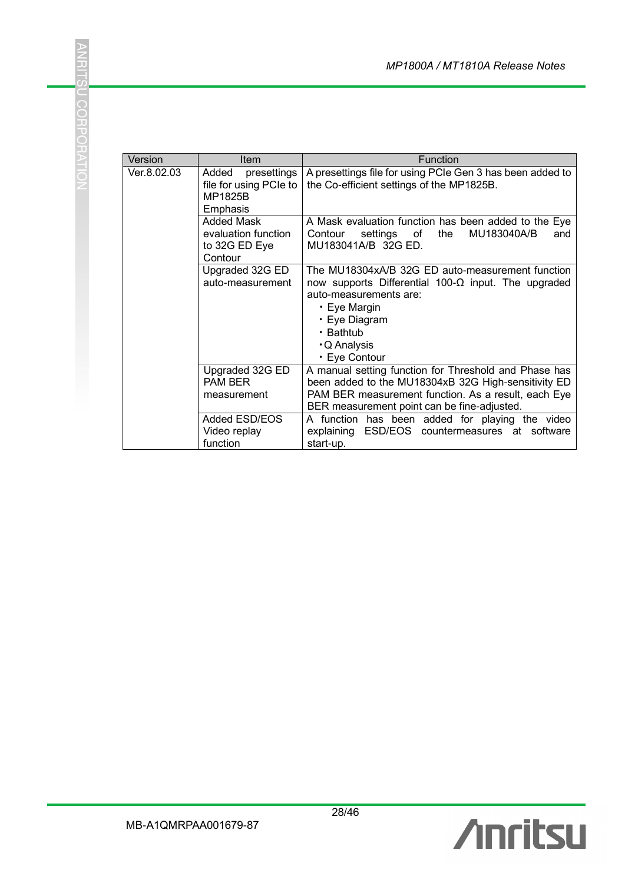| Version | Item | Function |
|---|---|---|
| Ver.8.02.03 | Added presettings file for using PCIe to MP1825B Emphasis | A presettings file for using PCIe Gen 3 has been added to the Co-efficient settings of the MP1825B. |
| | Added Mask evaluation function to 32G ED Eye Contour | A Mask evaluation function has been added to the Eye Contour settings of the MU183040A/B and MU183041A/B 32G ED. |
| | Upgraded 32G ED auto-measurement | The MU18304xA/B 32G ED auto-measurement function now supports Differential 100-Ω input. The upgraded auto-measurements are:<br>・Eye Margin<br>・Eye Diagram<br>・Bathtub<br>・Q Analysis<br>・Eye Contour |
| | Upgraded 32G ED PAM BER measurement | A manual setting function for Threshold and Phase has been added to the MU18304xB 32G High-sensitivity ED PAM BER measurement function. As a result, each Eye BER measurement point can be fine-adjusted. |
| | Added ESD/EOS Video replay function | A function has been added for playing the video explaining ESD/EOS countermeasures at software start-up. |

MB-A1QMRPAA001679-87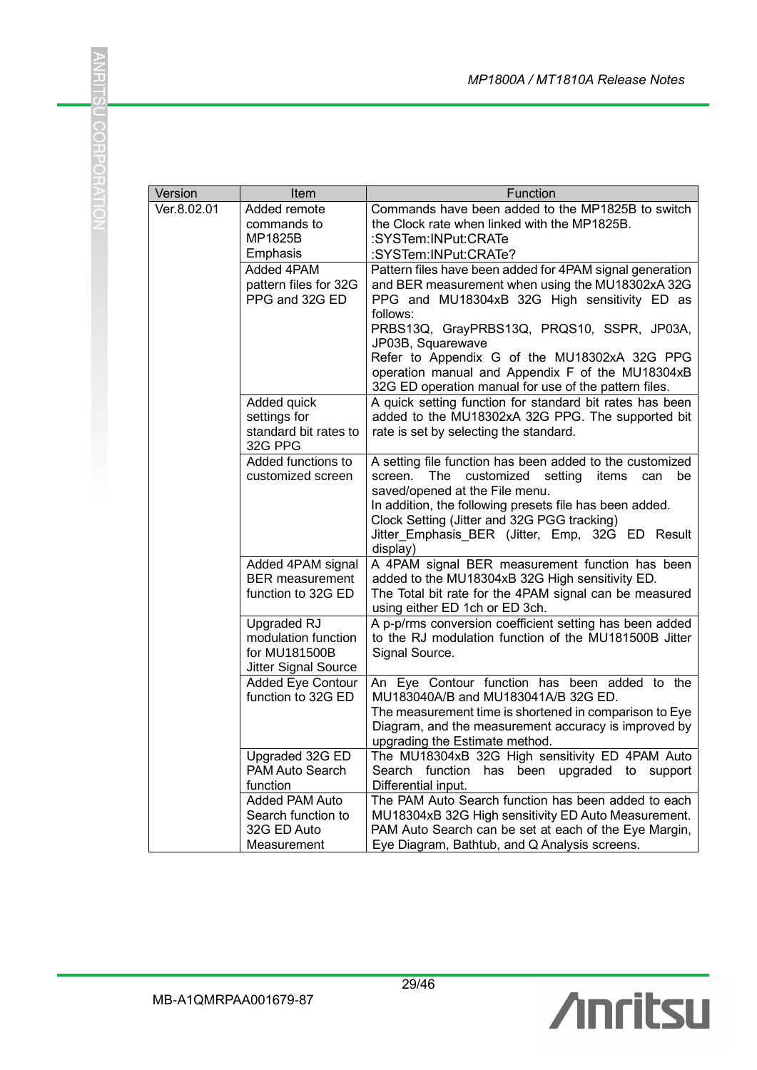| Version | Item | Function |
|---|---|---|
| Ver.8.02.01 | Added remote commands to MP1825B Emphasis | Commands have been added to the MP1825B to switch the Clock rate when linked with the MP1825B.<br>:SYSTem:INPut:CRATe<br>:SYSTem:INPut:CRATe? |
| | Added 4PAM pattern files for 32G PPG and 32G ED | Pattern files have been added for 4PAM signal generation and BER measurement when using the MU18302xA 32G PPG and MU18304xB 32G High sensitivity ED as follows:<br>PRBS13Q, GrayPRBS13Q, PRQS10, SSPR, JP03A, JP03B, Squarewave<br>Refer to Appendix G of the MU18302xA 32G PPG operation manual and Appendix F of the MU18304xB 32G ED operation manual for use of the pattern files. |
| | Added quick settings for standard bit rates to 32G PPG | A quick setting function for standard bit rates has been added to the MU18302xA 32G PPG. The supported bit rate is set by selecting the standard. |
| | Added functions to customized screen | A setting file function has been added to the customized screen. The customized setting items can be saved/opened at the File menu.<br>In addition, the following presets file has been added.<br>Clock Setting (Jitter and 32G PGG tracking)<br>Jitter_Emphasis_BER (Jitter, Emp, 32G ED Result display) |
| | Added 4PAM signal BER measurement function to 32G ED | A 4PAM signal BER measurement function has been added to the MU18304xB 32G High sensitivity ED.<br>The Total bit rate for the 4PAM signal can be measured using either ED 1ch or ED 3ch. |
| | Upgraded RJ modulation function for MU181500B Jitter Signal Source | A p-p/rms conversion coefficient setting has been added to the RJ modulation function of the MU181500B Jitter Signal Source. |
| | Added Eye Contour function to 32G ED | An Eye Contour function has been added to the MU183040A/B and MU183041A/B 32G ED.<br>The measurement time is shortened in comparison to Eye Diagram, and the measurement accuracy is improved by upgrading the Estimate method. |
| | Upgraded 32G ED PAM Auto Search function | The MU18304xB 32G High sensitivity ED 4PAM Auto Search function has been upgraded to support Differential input. |
| | Added PAM Auto Search function to 32G ED Auto Measurement | The PAM Auto Search function has been added to each MU18304xB 32G High sensitivity ED Auto Measurement. PAM Auto Search can be set at each of the Eye Margin, Eye Diagram, Bathtub, and Q Analysis screens. |

MB-A1QMRPAA001679-87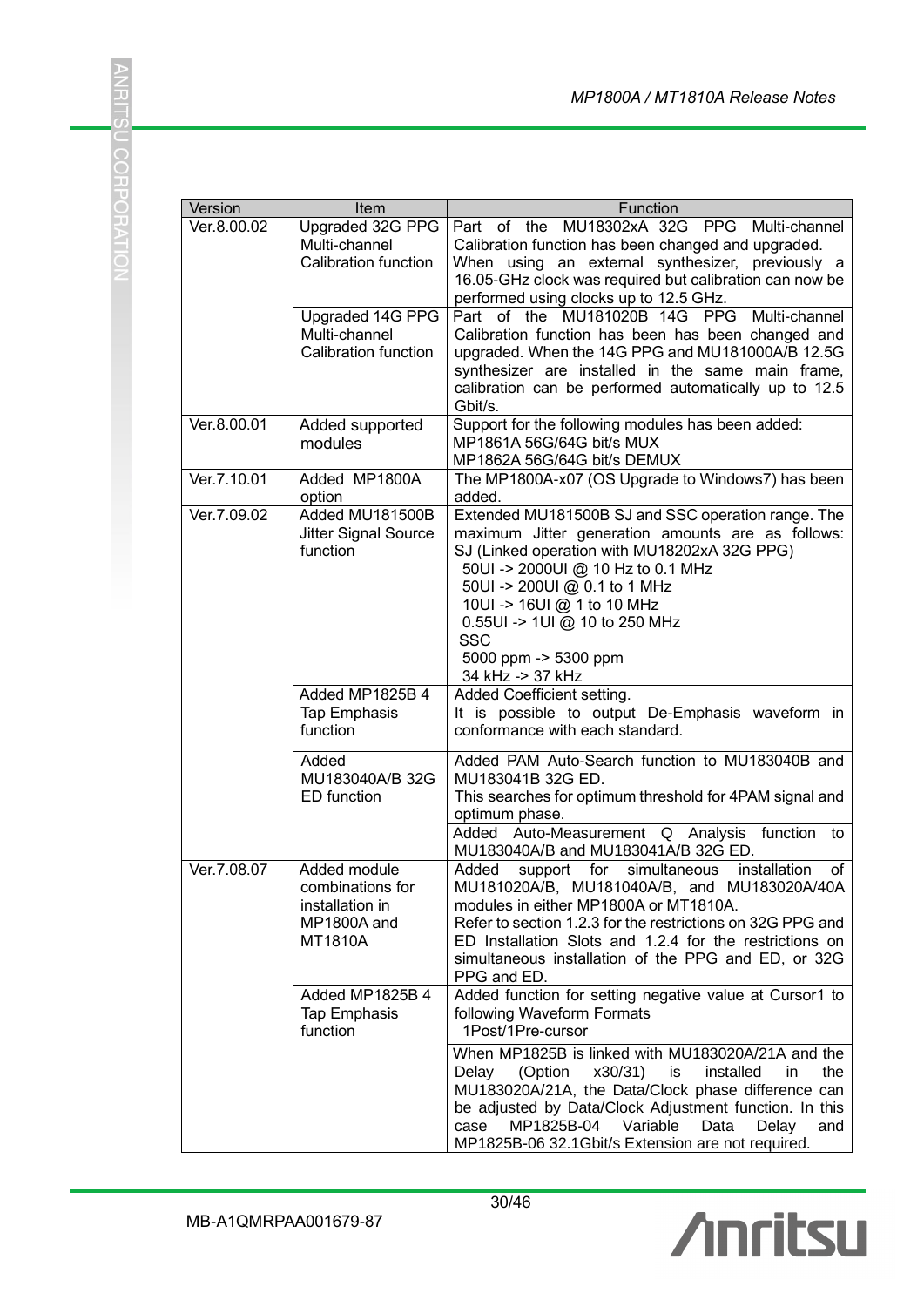| Version | Item | Function |
|---|---|---|
| Ver.8.00.02 | Upgraded 32G PPG Multi-channel Calibration function | Part of the MU18302xA 32G PPG Multi-channel Calibration function has been changed and upgraded.<br>When using an external synthesizer, previously a 16.05-GHz clock was required but calibration can now be performed using clocks up to 12.5 GHz. |
| | Upgraded 14G PPG Multi-channel Calibration function | Part of the MU181020B 14G PPG Multi-channel Calibration function has been has been changed and upgraded. When the 14G PPG and MU181000A/B 12.5G synthesizer are installed in the same main frame, calibration can be performed automatically up to 12.5 Gbit/s. |
| Ver.8.00.01 | Added supported modules | Support for the following modules has been added:<br>MP1861A 56G/64G bit/s MUX<br>MP1862A 56G/64G bit/s DEMUX |
| Ver.7.10.01 | Added MP1800A option | The MP1800A-x07 (OS Upgrade to Windows7) has been added. |
| Ver.7.09.02 | Added MU181500B Jitter Signal Source function | Extended MU181500B SJ and SSC operation range. The maximum Jitter generation amounts are as follows:<br>SJ (Linked operation with MU18202xA 32G PPG)<br>50UI -> 2000UI @ 10 Hz to 0.1 MHz<br>50UI -> 200UI @ 0.1 to 1 MHz<br>10UI -> 16UI @ 1 to 10 MHz<br>0.55UI -> 1UI @ 10 to 250 MHz<br>SSC<br>5000 ppm -> 5300 ppm<br>34 kHz -> 37 kHz |
| | Added MP1825B 4 Tap Emphasis function | Added Coefficient setting.<br>It is possible to output De-Emphasis waveform in conformance with each standard. |
| | Added MU183040A/B 32G ED function | Added PAM Auto-Search function to MU183040B and MU183041B 32G ED.<br>This searches for optimum threshold for 4PAM signal and optimum phase. |
| | | Added Auto-Measurement Q Analysis function to MU183040A/B and MU183041A/B 32G ED. |
| Ver.7.08.07 | Added module combinations for installation in MP1800A and MT1810A | Added support for simultaneous installation of MU181020A/B, MU181040A/B, and MU183020A/40A modules in either MP1800A or MT1810A.<br>Refer to section 1.2.3 for the restrictions on 32G PPG and ED Installation Slots and 1.2.4 for the restrictions on simultaneous installation of the PPG and ED, or 32G PPG and ED. |
| | Added MP1825B 4 Tap Emphasis function | Added function for setting negative value at Cursor1 to following Waveform Formats<br>1Post/1Pre-cursor |
| | | When MP1825B is linked with MU183020A/21A and the Delay (Option x30/31) is installed in the MU183020A/21A, the Data/Clock phase difference can be adjusted by Data/Clock Adjustment function. In this case MP1825B-04 Variable Data Delay and MP1825B-06 32.1Gbit/s Extension are not required. |

MB-A1QMRPAA001679-87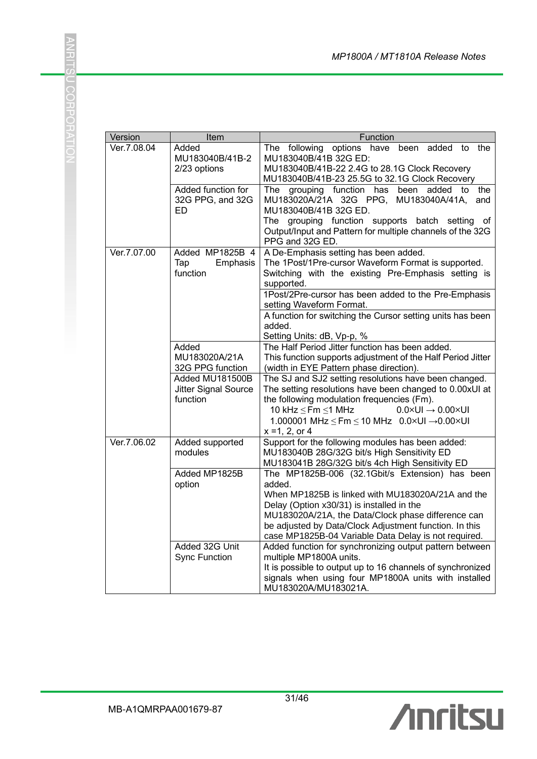| Version | Item | Function |
|---|---|---|
| Ver.7.08.04 | Added MU183040B/41B-22/23 options | The following options have been added to the MU183040B/41B 32G ED:<br>MU183040B/41B-22 2.4G to 28.1G Clock Recovery<br>MU183040B/41B-23 25.5G to 32.1G Clock Recovery |
| | Added function for 32G PPG, and 32G ED | The grouping function has been added to the MU183020A/21A 32G PPG, MU183040A/41A, and MU183040B/41B 32G ED.<br>The grouping function supports batch setting of Output/Input and Pattern for multiple channels of the 32G PPG and 32G ED. |
| Ver.7.07.00 | Added MP1825B 4 Tap Emphasis function | A De-Emphasis setting has been added.<br>The 1Post/1Pre-cursor Waveform Format is supported.<br>Switching with the existing Pre-Emphasis setting is supported. |
| | | 1Post/2Pre-cursor has been added to the Pre-Emphasis setting Waveform Format. |
| | | A function for switching the Cursor setting units has been added.<br>Setting Units: dB, Vp-p, % |
| | Added MU183020A/21A 32G PPG function | The Half Period Jitter function has been added.<br>This function supports adjustment of the Half Period Jitter (width in EYE Pattern phase direction). |
| | Added MU181500B Jitter Signal Source function | The SJ and SJ2 setting resolutions have been changed.<br>The setting resolutions have been changed to 0.00xUI at the following modulation frequencies (Fm).<br>10 kHz $\leq$ Fm $\leq$ 1 MHz 0.0×UI → 0.00×UI<br>1.000001 MHz $\leq$ Fm $\leq$ 10 MHz 0.0×UI → 0.00×UI<br>x =1, 2, or 4 |
| Ver.7.06.02 | Added supported modules | Support for the following modules has been added:<br>MU183040B 28G/32G bit/s High Sensitivity ED<br>MU183041B 28G/32G bit/s 4ch High Sensitivity ED |
| | Added MP1825B option | The MP1825B-006 (32.1Gbit/s Extension) has been added.<br>When MP1825B is linked with MU183020A/21A and the Delay (Option x30/31) is installed in the MU183020A/21A, the Data/Clock phase difference can be adjusted by Data/Clock Adjustment function. In this case MP1825B-04 Variable Data Delay is not required. |
| | Added 32G Unit Sync Function | Added function for synchronizing output pattern between multiple MP1800A units.<br>It is possible to output up to 16 channels of synchronized signals when using four MP1800A units with installed MU183020A/MU183021A. |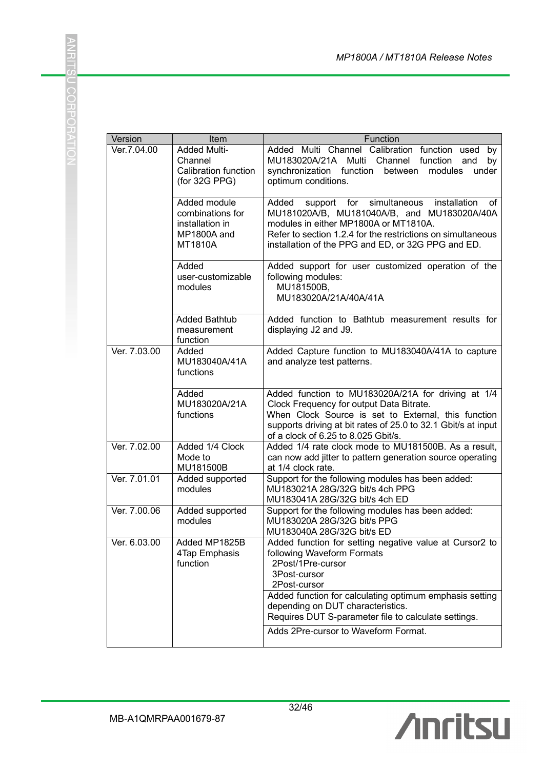| Version | Item | Function |
|---|---|---|
| Ver.7.04.00 | Added Multi-Channel Calibration function (for 32G PPG) | Added Multi Channel Calibration function used by MU183020A/21A Multi Channel function and by synchronization function between modules under optimum conditions. |
| | Added module combinations for installation in MP1800A and MT1810A | Added support for simultaneous installation of MU181020A/B, MU181040A/B, and MU183020A/40A modules in either MP1800A or MT1810A.<br>Refer to section 1.2.4 for the restrictions on simultaneous installation of the PPG and ED, or 32G PPG and ED. |
| | Added user-customizable modules | Added support for user customized operation of the following modules:<br>MU181500B,<br>MU183020A/21A/40A/41A |
| | Added Bathtub measurement function | Added function to Bathtub measurement results for displaying J2 and J9. |
| Ver. 7.03.00 | Added MU183040A/41A functions | Added Capture function to MU183040A/41A to capture and analyze test patterns. |
| | Added MU183020A/21A functions | Added function to MU183020A/21A for driving at 1/4 Clock Frequency for output Data Bitrate.<br>When Clock Source is set to External, this function supports driving at bit rates of 25.0 to 32.1 Gbit/s at input of a clock of 6.25 to 8.025 Gbit/s. |
| Ver. 7.02.00 | Added 1/4 Clock Mode to MU181500B | Added 1/4 rate clock mode to MU181500B. As a result, can now add jitter to pattern generation source operating at 1/4 clock rate. |
| Ver. 7.01.01 | Added supported modules | Support for the following modules has been added:<br>MU183021A 28G/32G bit/s 4ch PPG<br>MU183041A 28G/32G bit/s 4ch ED |
| Ver. 7.00.06 | Added supported modules | Support for the following modules has been added:<br>MU183020A 28G/32G bit/s PPG<br>MU183040A 28G/32G bit/s ED |
| Ver. 6.03.00 | Added MP1825B 4Tap Emphasis function | Added function for setting negative value at Cursor2 to following Waveform Formats<br>2Post/1Pre-cursor<br>3Post-cursor<br>2Post-cursor |
| | | Added function for calculating optimum emphasis setting depending on DUT characteristics.<br>Requires DUT S-parameter file to calculate settings. |
| | | Adds 2Pre-cursor to Waveform Format. |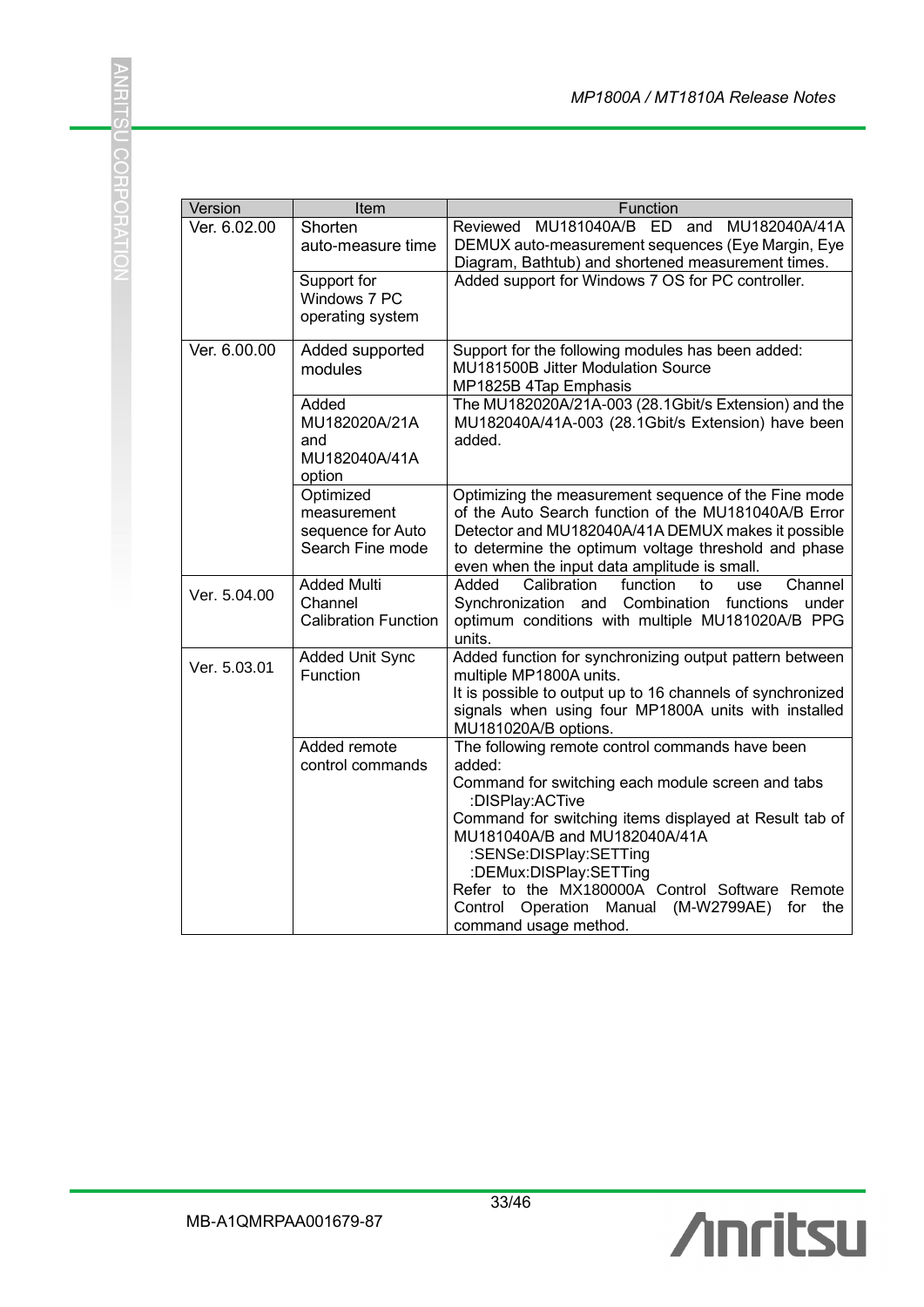| Version | Item | Function |
|---|---|---|
| Ver. 6.02.00 | Shorten auto-measure time | Reviewed MU181040A/B ED and MU182040A/41A DEMUX auto-measurement sequences (Eye Margin, Eye Diagram, Bathtub) and shortened measurement times. |
| | Support for Windows 7 PC operating system | Added support for Windows 7 OS for PC controller. |
| Ver. 6.00.00 | Added supported modules | Support for the following modules has been added:<br>MU181500B Jitter Modulation Source<br>MP1825B 4Tap Emphasis |
| | Added MU182020A/21A and MU182040A/41A option | The MU182020A/21A-003 (28.1Gbit/s Extension) and the MU182040A/41A-003 (28.1Gbit/s Extension) have been added. |
| | Optimized measurement sequence for Auto Search Fine mode | Optimizing the measurement sequence of the Fine mode of the Auto Search function of the MU181040A/B Error Detector and MU182040A/41A DEMUX makes it possible to determine the optimum voltage threshold and phase even when the input data amplitude is small. |
| Ver. 5.04.00 | Added Multi Channel Calibration Function | Added Calibration function to use Channel Synchronization and Combination functions under optimum conditions with multiple MU181020A/B PPG units. |
| Ver. 5.03.01 | Added Unit Sync Function | Added function for synchronizing output pattern between multiple MP1800A units.<br>It is possible to output up to 16 channels of synchronized signals when using four MP1800A units with installed MU181020A/B options. |
| | Added remote control commands | The following remote control commands have been added:<br>Command for switching each module screen and tabs<br>:DISPlay:ACTive<br>Command for switching items displayed at Result tab of MU181040A/B and MU182040A/41A<br>:SENSe:DISPlay:SETTing<br>:DEMux:DISPlay:SETTing<br>Refer to the MX180000A Control Software Remote Control Operation Manual (M-W2799AE) for the command usage method. |

MB-A1QMRPAA001679-87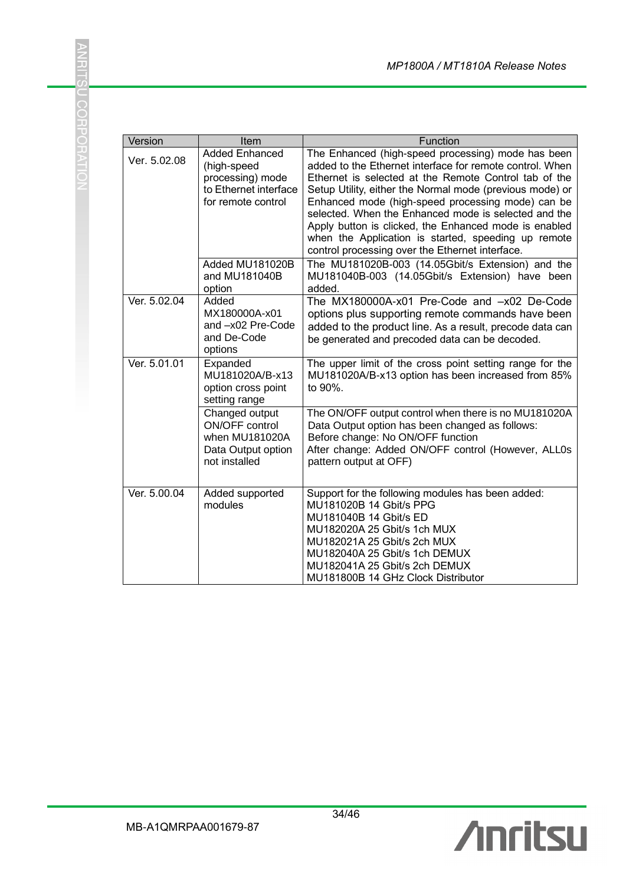| Version | Item | Function |
|---|---|---|
| Ver. 5.02.08 | Added Enhanced (high-speed processing) mode to Ethernet interface for remote control | The Enhanced (high-speed processing) mode has been added to the Ethernet interface for remote control. When Ethernet is selected at the Remote Control tab of the Setup Utility, either the Normal mode (previous mode) or Enhanced mode (high-speed processing mode) can be selected. When the Enhanced mode is selected and the Apply button is clicked, the Enhanced mode is enabled when the Application is started, speeding up remote control processing over the Ethernet interface. |
| | Added MU181020B and MU181040B option | The MU181020B-003 (14.05Gbit/s Extension) and the MU181040B-003 (14.05Gbit/s Extension) have been added. |
| Ver. 5.02.04 | Added MX180000A-x01 and –x02 Pre-Code and De-Code options | The MX180000A-x01 Pre-Code and –x02 De-Code options plus supporting remote commands have been added to the product line. As a result, precode data can be generated and precoded data can be decoded. |
| Ver. 5.01.01 | Expanded MU181020A/B-x13 option cross point setting range | The upper limit of the cross point setting range for the MU181020A/B-x13 option has been increased from 85% to 90%. |
| | Changed output ON/OFF control when MU181020A Data Output option not installed | The ON/OFF output control when there is no MU181020A Data Output option has been changed as follows:<br>Before change: No ON/OFF function<br>After change: Added ON/OFF control (However, ALL0s pattern output at OFF) |
| Ver. 5.00.04 | Added supported modules | Support for the following modules has been added:<br>MU181020B 14 Gbit/s PPG<br>MU181040B 14 Gbit/s ED<br>MU182020A 25 Gbit/s 1ch MUX<br>MU182021A 25 Gbit/s 2ch MUX<br>MU182040A 25 Gbit/s 1ch DEMUX<br>MU182041A 25 Gbit/s 2ch DEMUX<br>MU181800B 14 GHz Clock Distributor |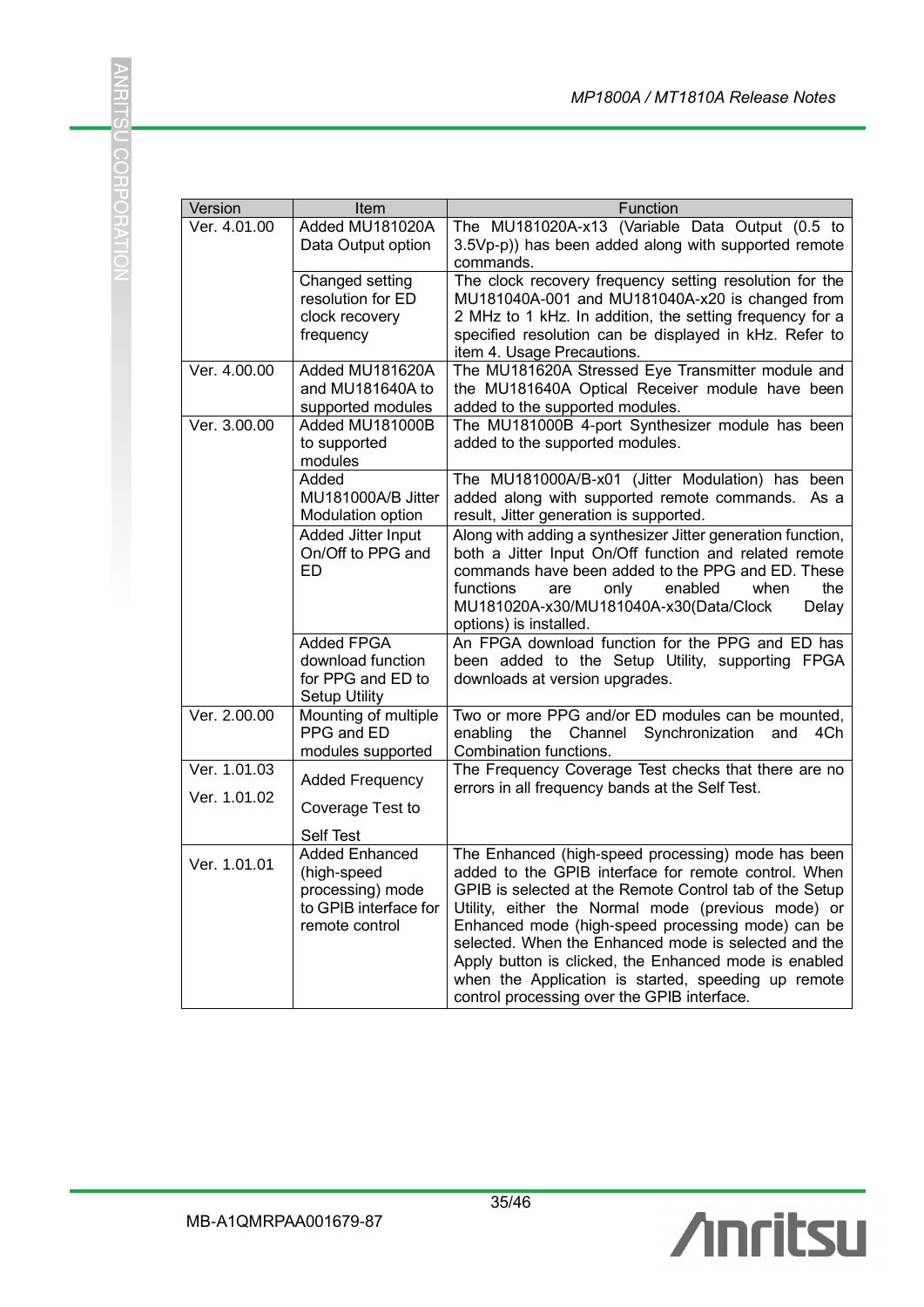| Version | Item | Function |
|---|---|---|
| Ver. 4.01.00 | Added MU181020A Data Output option | The MU181020A-x13 (Variable Data Output (0.5 to 3.5Vp-p)) has been added along with supported remote commands. |
| | Changed setting resolution for ED clock recovery frequency | The clock recovery frequency setting resolution for the MU181040A-001 and MU181040A-x20 is changed from 2 MHz to 1 kHz. In addition, the setting frequency for a specified resolution can be displayed in kHz. Refer to item 4. Usage Precautions. |
| Ver. 4.00.00 | Added MU181620A and MU181640A to supported modules | The MU181620A Stressed Eye Transmitter module and the MU181640A Optical Receiver module have been added to the supported modules. |
| Ver. 3.00.00 | Added MU181000B to supported modules | The MU181000B 4-port Synthesizer module has been added to the supported modules. |
| | Added MU181000A/B Jitter Modulation option | The MU181000A/B-x01 (Jitter Modulation) has been added along with supported remote commands. As a result, Jitter generation is supported. |
| | Added Jitter Input On/Off to PPG and ED | Along with adding a synthesizer Jitter generation function, both a Jitter Input On/Off function and related remote commands have been added to the PPG and ED. These functions are only enabled when the MU181020A-x30/MU181040A-x30(Data/Clock Delay options) is installed. |
| | Added FPGA download function for PPG and ED to Setup Utility | An FPGA download function for the PPG and ED has been added to the Setup Utility, supporting FPGA downloads at version upgrades. |
| Ver. 2.00.00 | Mounting of multiple PPG and ED modules supported | Two or more PPG and/or ED modules can be mounted, enabling the Channel Synchronization and 4Ch Combination functions. |
| Ver. 1.01.03<br>Ver. 1.01.02 | Added Frequency Coverage Test to Self Test | The Frequency Coverage Test checks that there are no errors in all frequency bands at the Self Test. |
| Ver. 1.01.01 | Added Enhanced (high-speed processing) mode to GPIB interface for remote control | The Enhanced (high-speed processing) mode has been added to the GPIB interface for remote control. When GPIB is selected at the Remote Control tab of the Setup Utility, either the Normal mode (previous mode) or Enhanced mode (high-speed processing mode) can be selected. When the Enhanced mode is selected and the Apply button is clicked, the Enhanced mode is enabled when the Application is started, speeding up remote control processing over the GPIB interface. |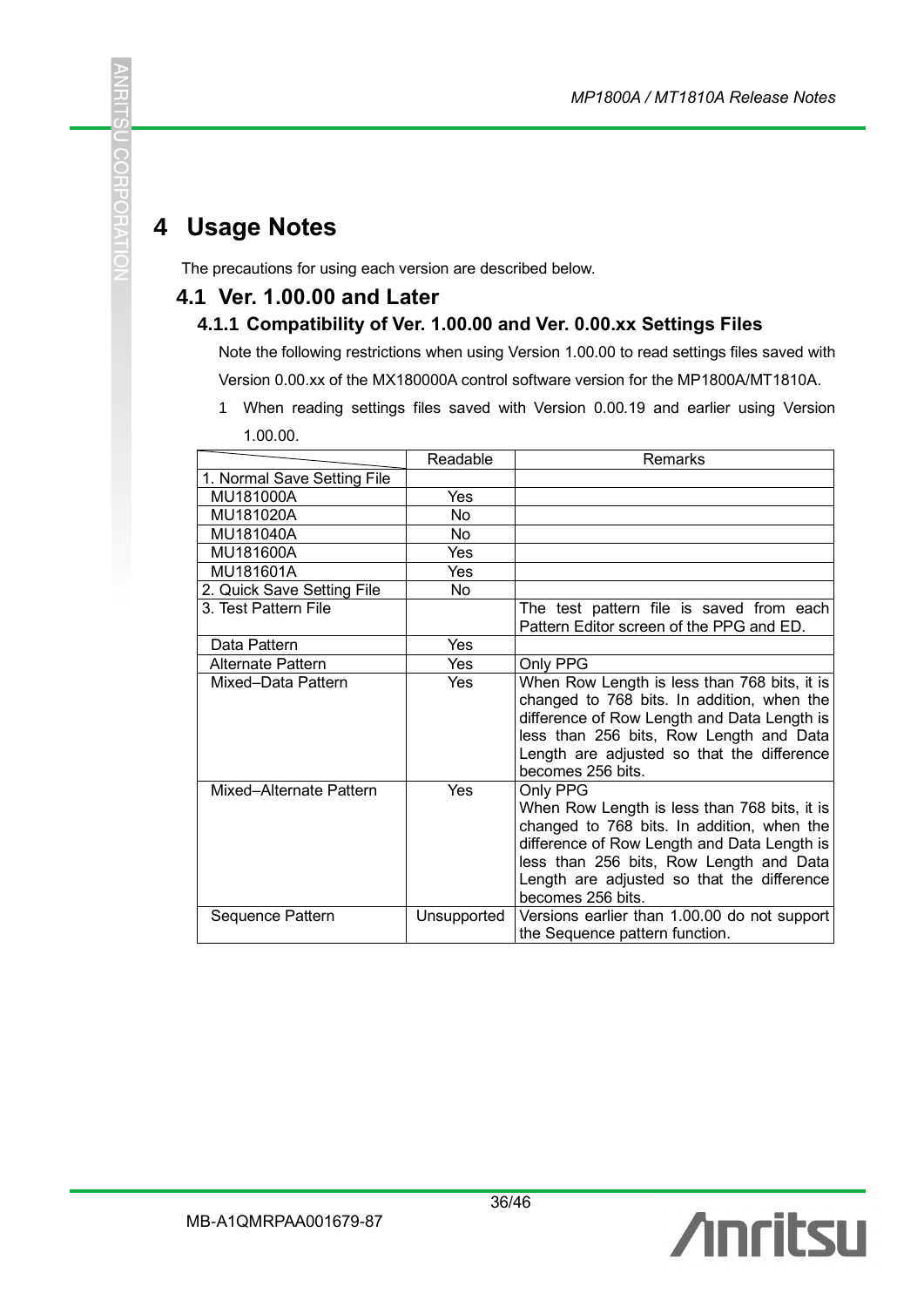# 4 Usage Notes

The precautions for using each version are described below.

## 4.1 Ver. 1.00.00 and Later

### 4.1.1 Compatibility of Ver. 1.00.00 and Ver. 0.00.xx Settings Files

Note the following restrictions when using Version 1.00.00 to read settings files saved with Version 0.00.xx of the MX180000A control software version for the MP1800A/MT1810A.

1 When reading settings files saved with Version 0.00.19 and earlier using Version 1.00.00.

| | Readable | Remarks |
|---|---|---|
| 1. Normal Save Setting File | | |
| MU181000A | Yes | |
| MU181020A | No | |
| MU181040A | No | |
| MU181600A | Yes | |
| MU181601A | Yes | |
| 2. Quick Save Setting File | No | |
| 3. Test Pattern File | | The test pattern file is saved from each Pattern Editor screen of the PPG and ED. |
| Data Pattern | Yes | |
| Alternate Pattern | Yes | Only PPG |
| Mixed–Data Pattern | Yes | When Row Length is less than 768 bits, it is changed to 768 bits. In addition, when the difference of Row Length and Data Length is less than 256 bits, Row Length and Data Length are adjusted so that the difference becomes 256 bits. |
| Mixed–Alternate Pattern | Yes | Only PPG<br>When Row Length is less than 768 bits, it is changed to 768 bits. In addition, when the difference of Row Length and Data Length is less than 256 bits, Row Length and Data Length are adjusted so that the difference becomes 256 bits. |
| Sequence Pattern | Unsupported | Versions earlier than 1.00.00 do not support the Sequence pattern function. |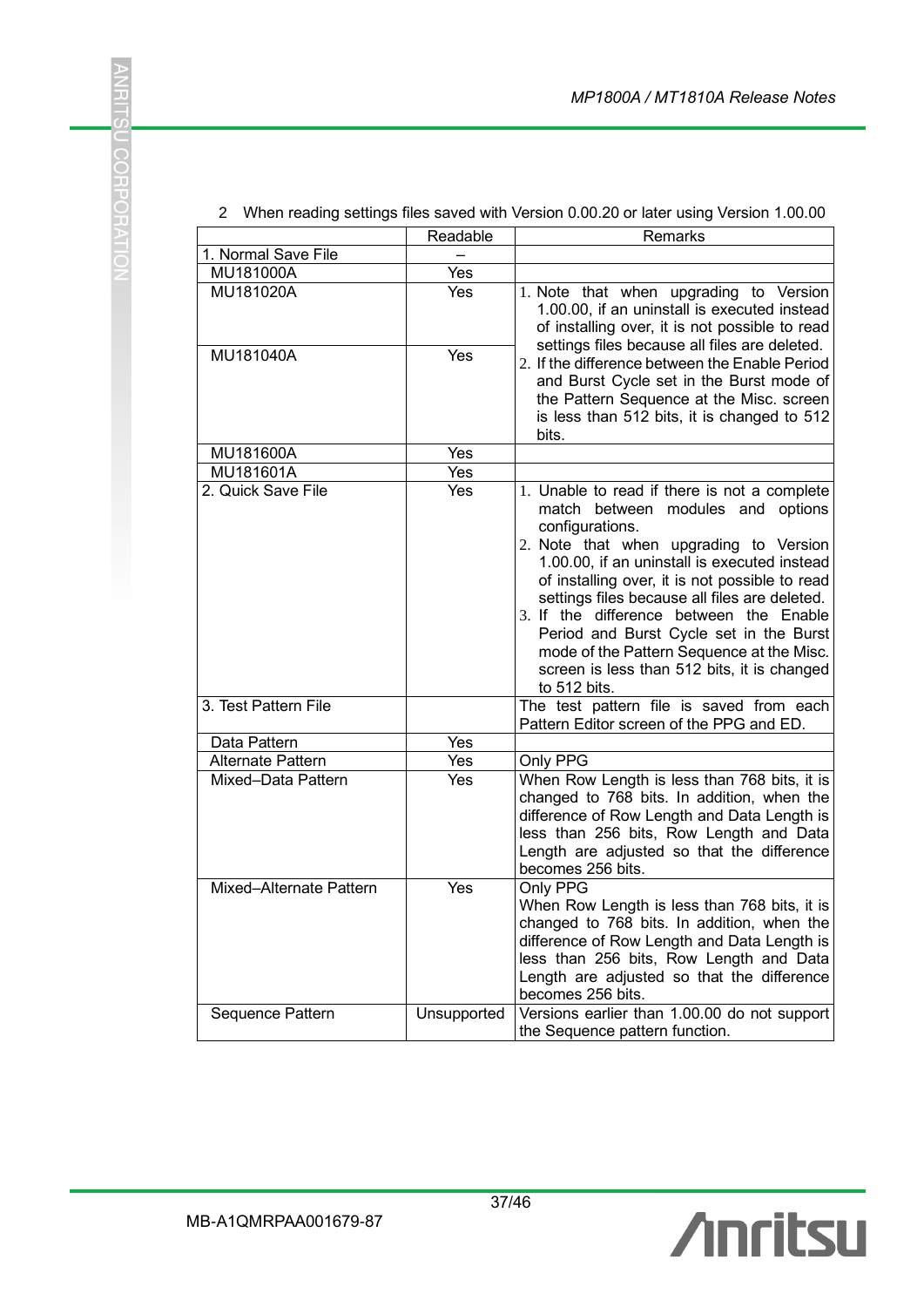2 When reading settings files saved with Version 0.00.20 or later using Version 1.00.00

| | Readable | Remarks |
|---|---|---|
| 1. Normal Save File | – | |
| MU181000A | Yes | |
| MU181020A | Yes | 1. Note that when upgrading to Version 1.00.00, if an uninstall is executed instead of installing over, it is not possible to read settings files because all files are deleted.<br>2. If the difference between the Enable Period and Burst Cycle set in the Burst mode of the Pattern Sequence at the Misc. screen is less than 512 bits, it is changed to 512 bits. |
| MU181040A | Yes | |
| MU181600A | Yes | |
| MU181601A | Yes | |
| 2. Quick Save File | Yes | 1. Unable to read if there is not a complete match between modules and options configurations.<br>2. Note that when upgrading to Version 1.00.00, if an uninstall is executed instead of installing over, it is not possible to read settings files because all files are deleted.<br>3. If the difference between the Enable Period and Burst Cycle set in the Burst mode of the Pattern Sequence at the Misc. screen is less than 512 bits, it is changed to 512 bits. |
| 3. Test Pattern File | | The test pattern file is saved from each Pattern Editor screen of the PPG and ED. |
| Data Pattern | Yes | |
| Alternate Pattern | Yes | Only PPG |
| Mixed–Data Pattern | Yes | When Row Length is less than 768 bits, it is changed to 768 bits. In addition, when the difference of Row Length and Data Length is less than 256 bits, Row Length and Data Length are adjusted so that the difference becomes 256 bits. |
| Mixed–Alternate Pattern | Yes | Only PPG<br>When Row Length is less than 768 bits, it is changed to 768 bits. In addition, when the difference of Row Length and Data Length is less than 256 bits, Row Length and Data Length are adjusted so that the difference becomes 256 bits. |
| Sequence Pattern | Unsupported | Versions earlier than 1.00.00 do not support the Sequence pattern function. |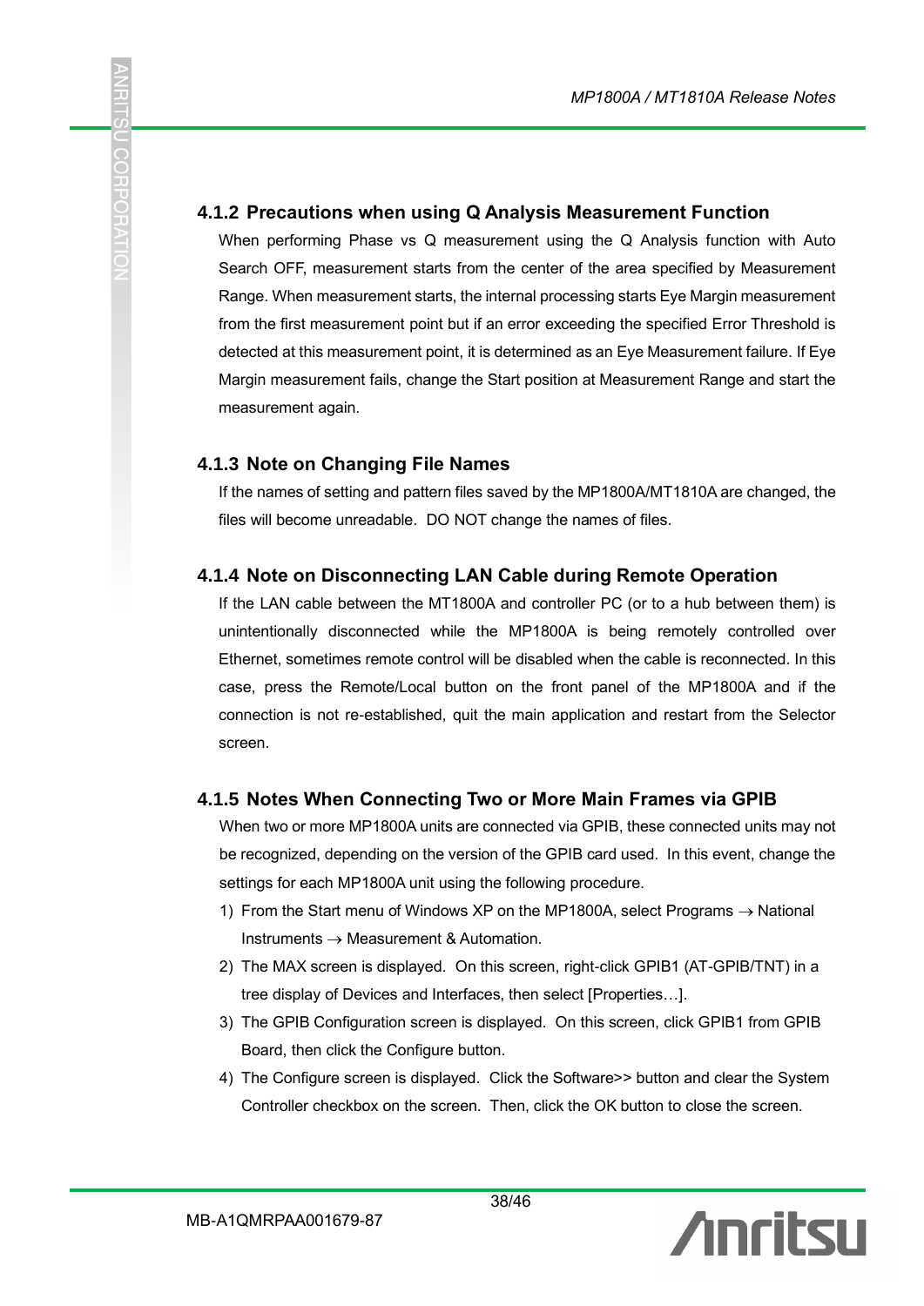### 4.1.2 Precautions when using Q Analysis Measurement Function

When performing Phase vs Q measurement using the Q Analysis function with Auto Search OFF, measurement starts from the center of the area specified by Measurement Range. When measurement starts, the internal processing starts Eye Margin measurement from the first measurement point but if an error exceeding the specified Error Threshold is detected at this measurement point, it is determined as an Eye Measurement failure. If Eye Margin measurement fails, change the Start position at Measurement Range and start the measurement again.

### 4.1.3 Note on Changing File Names

If the names of setting and pattern files saved by the MP1800A/MT1810A are changed, the files will become unreadable. DO NOT change the names of files.

### 4.1.4 Note on Disconnecting LAN Cable during Remote Operation

If the LAN cable between the MT1800A and controller PC (or to a hub between them) is unintentionally disconnected while the MP1800A is being remotely controlled over Ethernet, sometimes remote control will be disabled when the cable is reconnected. In this case, press the Remote/Local button on the front panel of the MP1800A and if the connection is not re-established, quit the main application and restart from the Selector screen.

### 4.1.5 Notes When Connecting Two or More Main Frames via GPIB

When two or more MP1800A units are connected via GPIB, these connected units may not be recognized, depending on the version of the GPIB card used. In this event, change the settings for each MP1800A unit using the following procedure.

1) From the Start menu of Windows XP on the MP1800A, select Programs → National Instruments → Measurement & Automation.
2) The MAX screen is displayed. On this screen, right-click GPIB1 (AT-GPIB/TNT) in a tree display of Devices and Interfaces, then select [Properties…].
3) The GPIB Configuration screen is displayed. On this screen, click GPIB1 from GPIB Board, then click the Configure button.
4) The Configure screen is displayed. Click the Software>> button and clear the System Controller checkbox on the screen. Then, click the OK button to close the screen.

MB-A1QMRPAA001679-87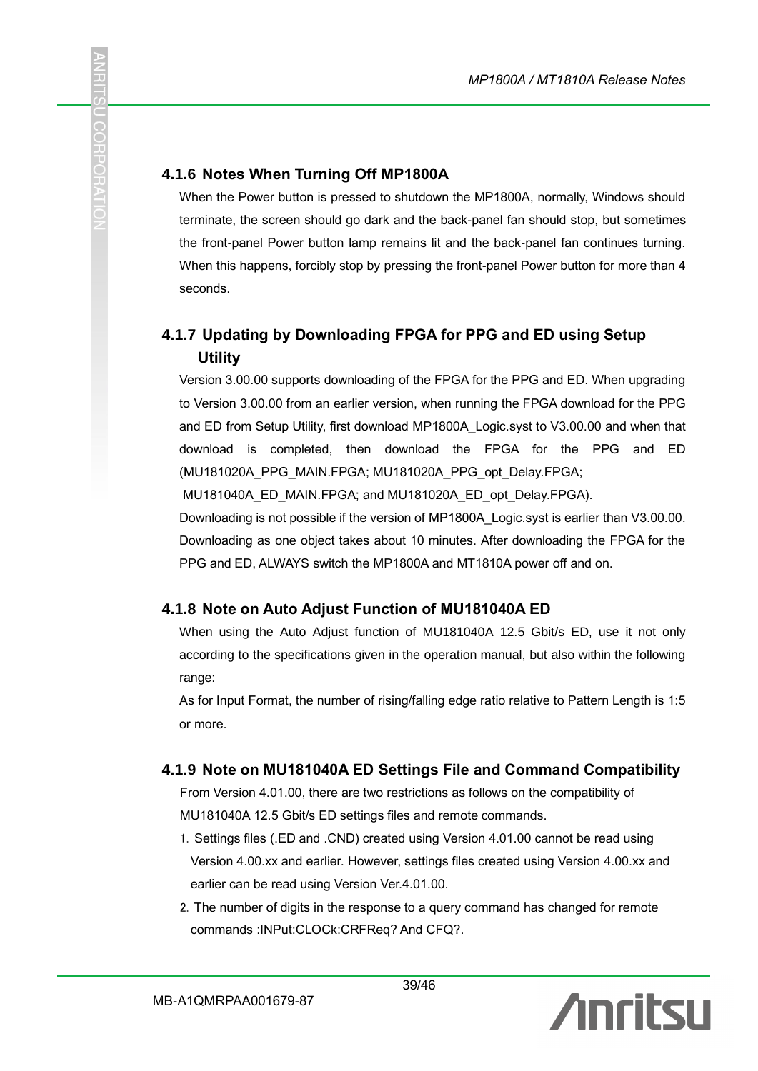### 4.1.6 Notes When Turning Off MP1800A

When the Power button is pressed to shutdown the MP1800A, normally, Windows should terminate, the screen should go dark and the back-panel fan should stop, but sometimes the front-panel Power button lamp remains lit and the back-panel fan continues turning. When this happens, forcibly stop by pressing the front-panel Power button for more than 4 seconds.

### 4.1.7 Updating by Downloading FPGA for PPG and ED using Setup Utility

Version 3.00.00 supports downloading of the FPGA for the PPG and ED. When upgrading to Version 3.00.00 from an earlier version, when running the FPGA download for the PPG and ED from Setup Utility, first download MP1800A_Logic.syst to V3.00.00 and when that download is completed, then download the FPGA for the PPG and ED (MU181020A_PPG_MAIN.FPGA; MU181020A_PPG_opt_Delay.FPGA; MU181040A_ED_MAIN.FPGA; and MU181020A_ED_opt_Delay.FPGA).

Downloading is not possible if the version of MP1800A_Logic.syst is earlier than V3.00.00. Downloading as one object takes about 10 minutes. After downloading the FPGA for the PPG and ED, ALWAYS switch the MP1800A and MT1810A power off and on.

### 4.1.8 Note on Auto Adjust Function of MU181040A ED

When using the Auto Adjust function of MU181040A 12.5 Gbit/s ED, use it not only according to the specifications given in the operation manual, but also within the following range:

As for Input Format, the number of rising/falling edge ratio relative to Pattern Length is 1:5 or more.

### 4.1.9 Note on MU181040A ED Settings File and Command Compatibility

From Version 4.01.00, there are two restrictions as follows on the compatibility of MU181040A 12.5 Gbit/s ED settings files and remote commands.

1. Settings files (.ED and .CND) created using Version 4.01.00 cannot be read using Version 4.00.xx and earlier. However, settings files created using Version 4.00.xx and earlier can be read using Version Ver.4.01.00.
2. The number of digits in the response to a query command has changed for remote commands :INPut:CLOCk:CRFReq? And CFQ?.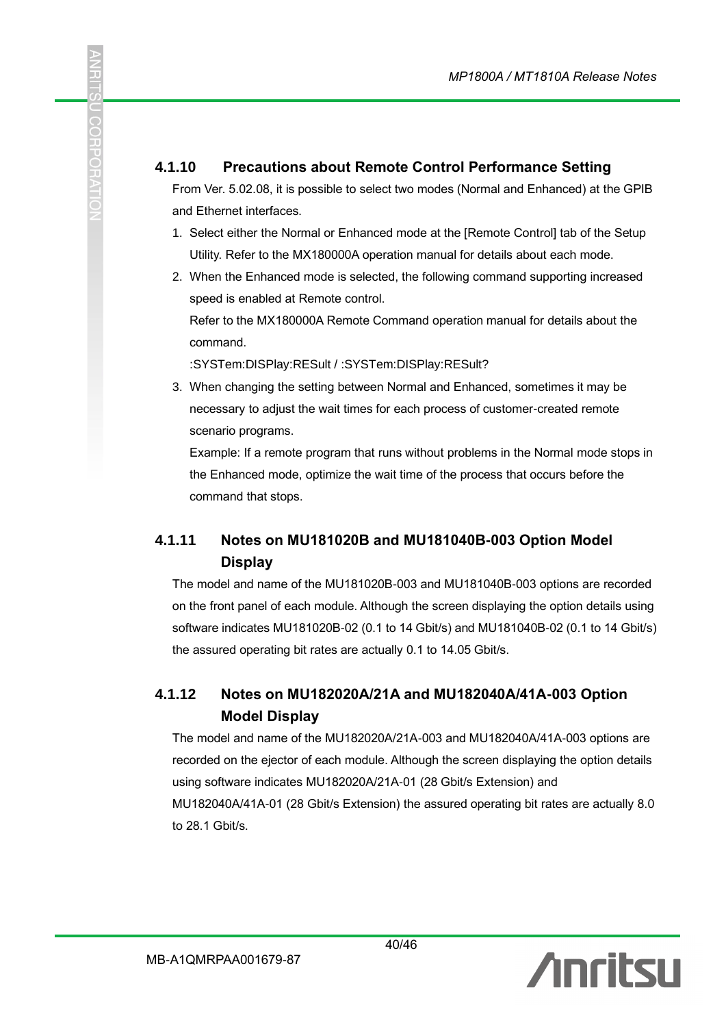### 4.1.10 Precautions about Remote Control Performance Setting

From Ver. 5.02.08, it is possible to select two modes (Normal and Enhanced) at the GPIB and Ethernet interfaces.

1. Select either the Normal or Enhanced mode at the [Remote Control] tab of the Setup Utility. Refer to the MX180000A operation manual for details about each mode.
2. When the Enhanced mode is selected, the following command supporting increased speed is enabled at Remote control.
   Refer to the MX180000A Remote Command operation manual for details about the command.
   :SYSTem:DISPlay:RESult / :SYSTem:DISPlay:RESult?
3. When changing the setting between Normal and Enhanced, sometimes it may be necessary to adjust the wait times for each process of customer-created remote scenario programs.
   Example: If a remote program that runs without problems in the Normal mode stops in the Enhanced mode, optimize the wait time of the process that occurs before the command that stops.

### 4.1.11 Notes on MU181020B and MU181040B-003 Option Model Display

The model and name of the MU181020B-003 and MU181040B-003 options are recorded on the front panel of each module. Although the screen displaying the option details using software indicates MU181020B-02 (0.1 to 14 Gbit/s) and MU181040B-02 (0.1 to 14 Gbit/s) the assured operating bit rates are actually 0.1 to 14.05 Gbit/s.

### 4.1.12 Notes on MU182020A/21A and MU182040A/41A-003 Option Model Display

The model and name of the MU182020A/21A-003 and MU182040A/41A-003 options are recorded on the ejector of each module. Although the screen displaying the option details using software indicates MU182020A/21A-01 (28 Gbit/s Extension) and MU182040A/41A-01 (28 Gbit/s Extension) the assured operating bit rates are actually 8.0 to 28.1 Gbit/s.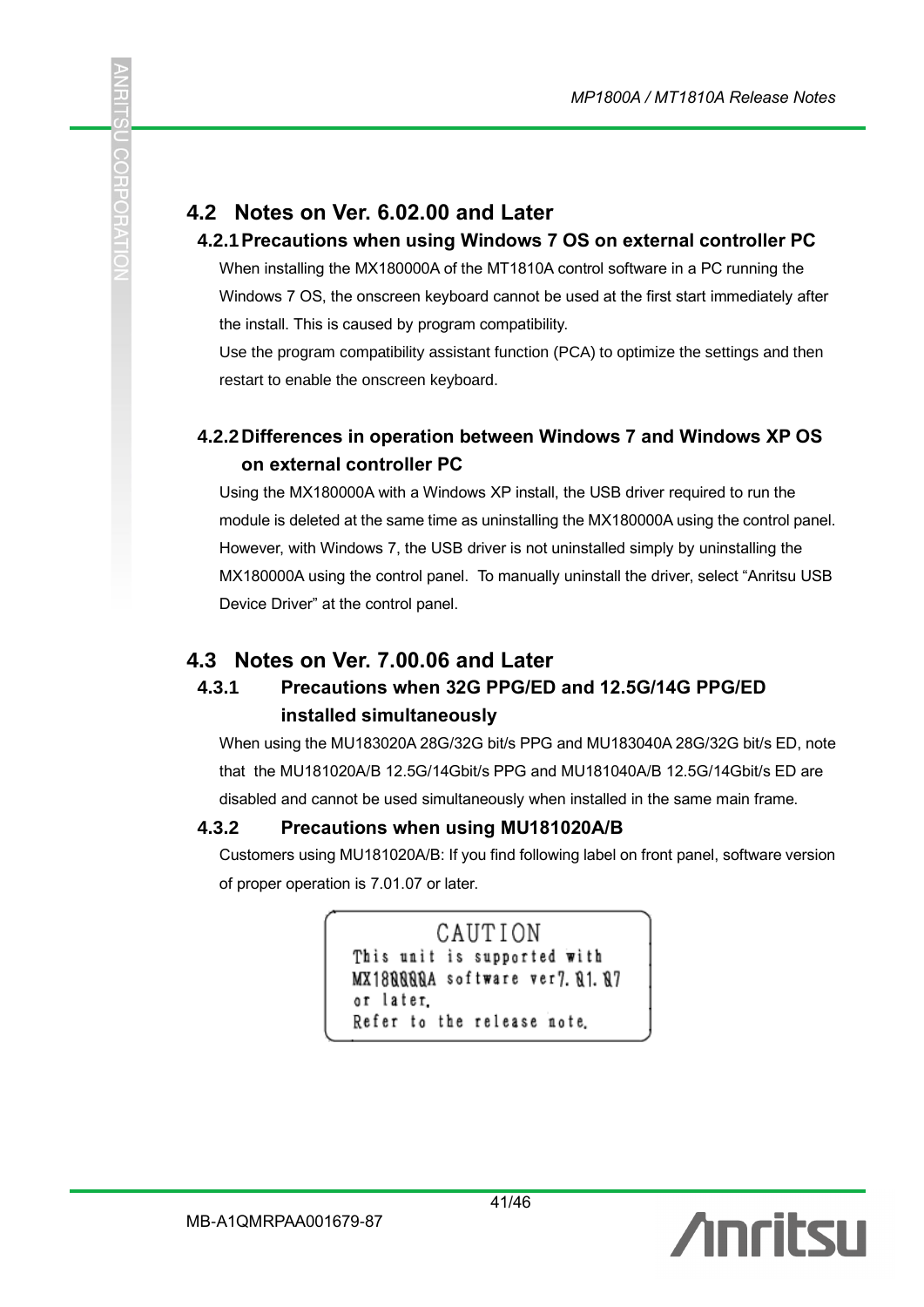## 4.2 Notes on Ver. 6.02.00 and Later

### 4.2.1 Precautions when using Windows 7 OS on external controller PC

When installing the MX180000A of the MT1810A control software in a PC running the Windows 7 OS, the onscreen keyboard cannot be used at the first start immediately after the install. This is caused by program compatibility.

Use the program compatibility assistant function (PCA) to optimize the settings and then restart to enable the onscreen keyboard.

### 4.2.2 Differences in operation between Windows 7 and Windows XP OS on external controller PC

Using the MX180000A with a Windows XP install, the USB driver required to run the module is deleted at the same time as uninstalling the MX180000A using the control panel. However, with Windows 7, the USB driver is not uninstalled simply by uninstalling the MX180000A using the control panel. To manually uninstall the driver, select "Anritsu USB Device Driver" at the control panel.

## 4.3 Notes on Ver. 7.00.06 and Later

### 4.3.1 Precautions when 32G PPG/ED and 12.5G/14G PPG/ED installed simultaneously

When using the MU183020A 28G/32G bit/s PPG and MU183040A 28G/32G bit/s ED, note that the MU181020A/B 12.5G/14Gbit/s PPG and MU181040A/B 12.5G/14Gbit/s ED are disabled and cannot be used simultaneously when installed in the same main frame.

### 4.3.2 Precautions when using MU181020A/B

Customers using MU181020A/B: If you find following label on front panel, software version of proper operation is 7.01.07 or later.

```
CAUTION
This unit is supported with
MX180000A software ver7.01.07
or later.
Refer to the release note.
```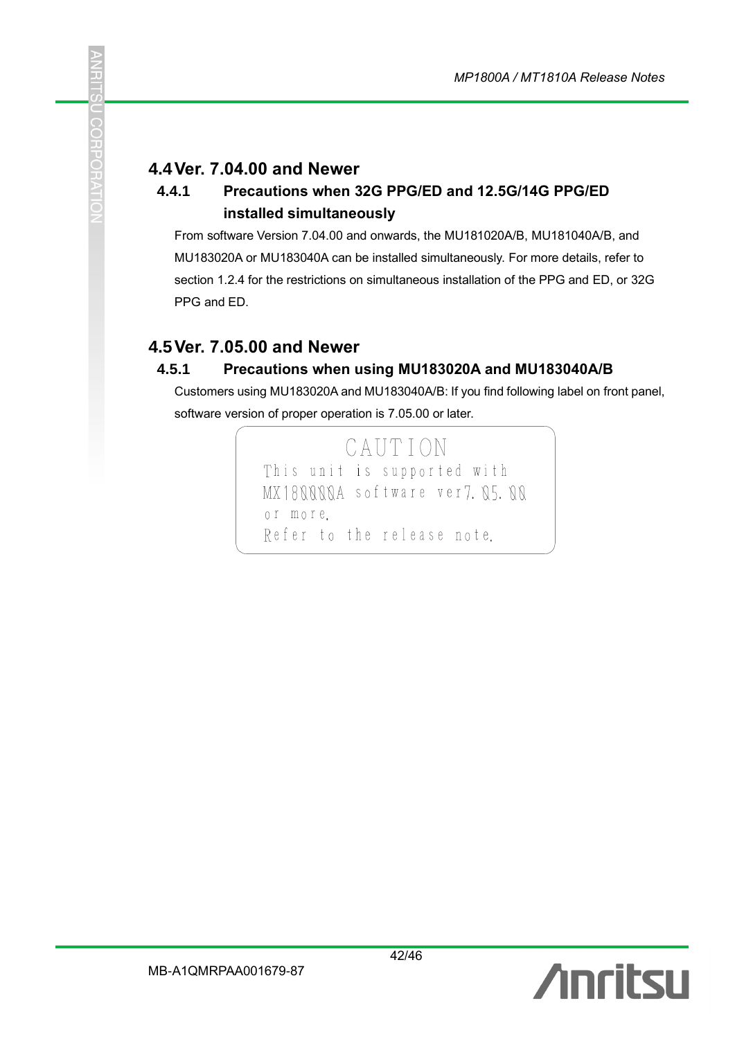## 4.4 Ver. 7.04.00 and Newer

### 4.4.1 Precautions when 32G PPG/ED and 12.5G/14G PPG/ED installed simultaneously

From software Version 7.04.00 and onwards, the MU181020A/B, MU181040A/B, and MU183020A or MU183040A can be installed simultaneously. For more details, refer to section 1.2.4 for the restrictions on simultaneous installation of the PPG and ED, or 32G PPG and ED.

## 4.5 Ver. 7.05.00 and Newer

### 4.5.1 Precautions when using MU183020A and MU183040A/B

Customers using MU183020A and MU183040A/B: If you find following label on front panel, software version of proper operation is 7.05.00 or later.

```
                CAUTION
This unit is supported with
MX180000A software ver7.05.00
or more.
Refer to the release note.
```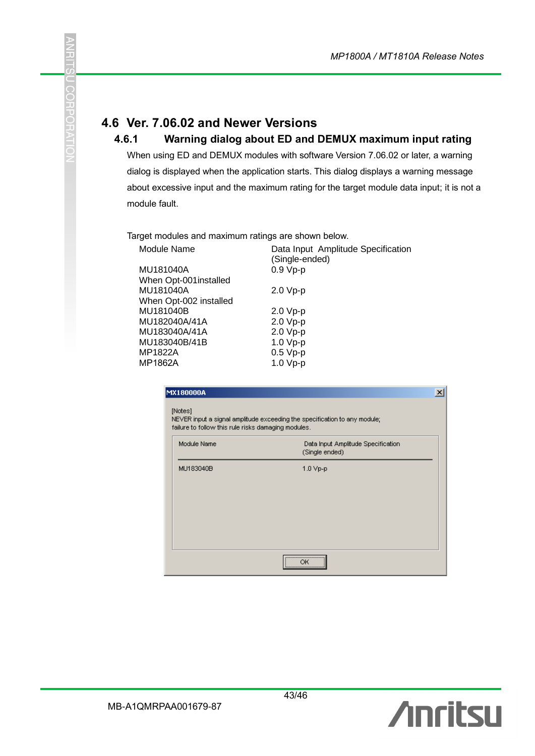## 4.6 Ver. 7.06.02 and Newer Versions

### 4.6.1 Warning dialog about ED and DEMUX maximum input rating

When using ED and DEMUX modules with software Version 7.06.02 or later, a warning dialog is displayed when the application starts. This dialog displays a warning message about excessive input and the maximum rating for the target module data input; it is not a module fault.

Target modules and maximum ratings are shown below.

| Module Name | Data Input Amplitude Specification (Single-ended) |
|---|---|
| MU181040A When Opt-001installed | 0.9 Vp-p |
| MU181040A When Opt-002 installed | 2.0 Vp-p |
| MU181040B | 2.0 Vp-p |
| MU182040A/41A | 2.0 Vp-p |
| MU183040A/41A | 2.0 Vp-p |
| MU183040B/41B | 1.0 Vp-p |
| MP1822A | 0.5 Vp-p |
| MP1862A | 1.0 Vp-p |

MX180000A

[Notes]
NEVER input a signal amplitude exceeding the specification to any module;
failure to follow this rule risks damaging modules.

| Module Name | Data Input Amplitude Specification (Single ended) |
|---|---|
| MU183040B | 1.0 Vp-p |

OK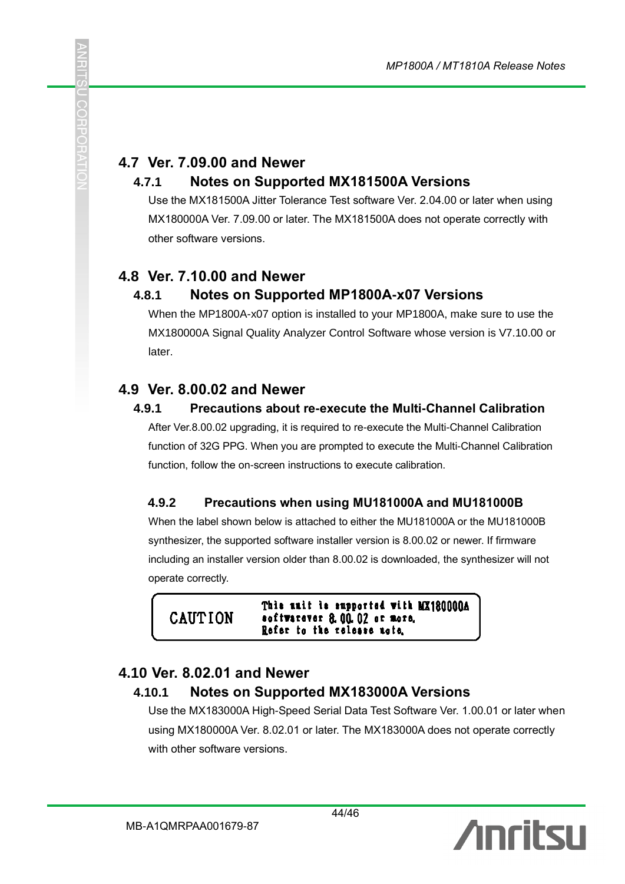## 4.7 Ver. 7.09.00 and Newer

### 4.7.1 Notes on Supported MX181500A Versions

Use the MX181500A Jitter Tolerance Test software Ver. 2.04.00 or later when using MX180000A Ver. 7.09.00 or later. The MX181500A does not operate correctly with other software versions.

## 4.8 Ver. 7.10.00 and Newer

### 4.8.1 Notes on Supported MP1800A-x07 Versions

When the MP1800A-x07 option is installed to your MP1800A, make sure to use the MX180000A Signal Quality Analyzer Control Software whose version is V7.10.00 or later.

## 4.9 Ver. 8.00.02 and Newer

### 4.9.1 Precautions about re-execute the Multi-Channel Calibration

After Ver.8.00.02 upgrading, it is required to re-execute the Multi-Channel Calibration function of 32G PPG. When you are prompted to execute the Multi-Channel Calibration function, follow the on-screen instructions to execute calibration.

### 4.9.2 Precautions when using MU181000A and MU181000B

When the label shown below is attached to either the MU181000A or the MU181000B synthesizer, the supported software installer version is 8.00.02 or newer. If firmware including an installer version older than 8.00.02 is downloaded, the synthesizer will not operate correctly.

| CAUTION | This unit is supported with MX180000A softwareVer 8.00.02 or more. Refer to the release note. |
|---|---|

## 4.10 Ver. 8.02.01 and Newer

### 4.10.1 Notes on Supported MX183000A Versions

Use the MX183000A High-Speed Serial Data Test Software Ver. 1.00.01 or later when using MX180000A Ver. 8.02.01 or later. The MX183000A does not operate correctly with other software versions.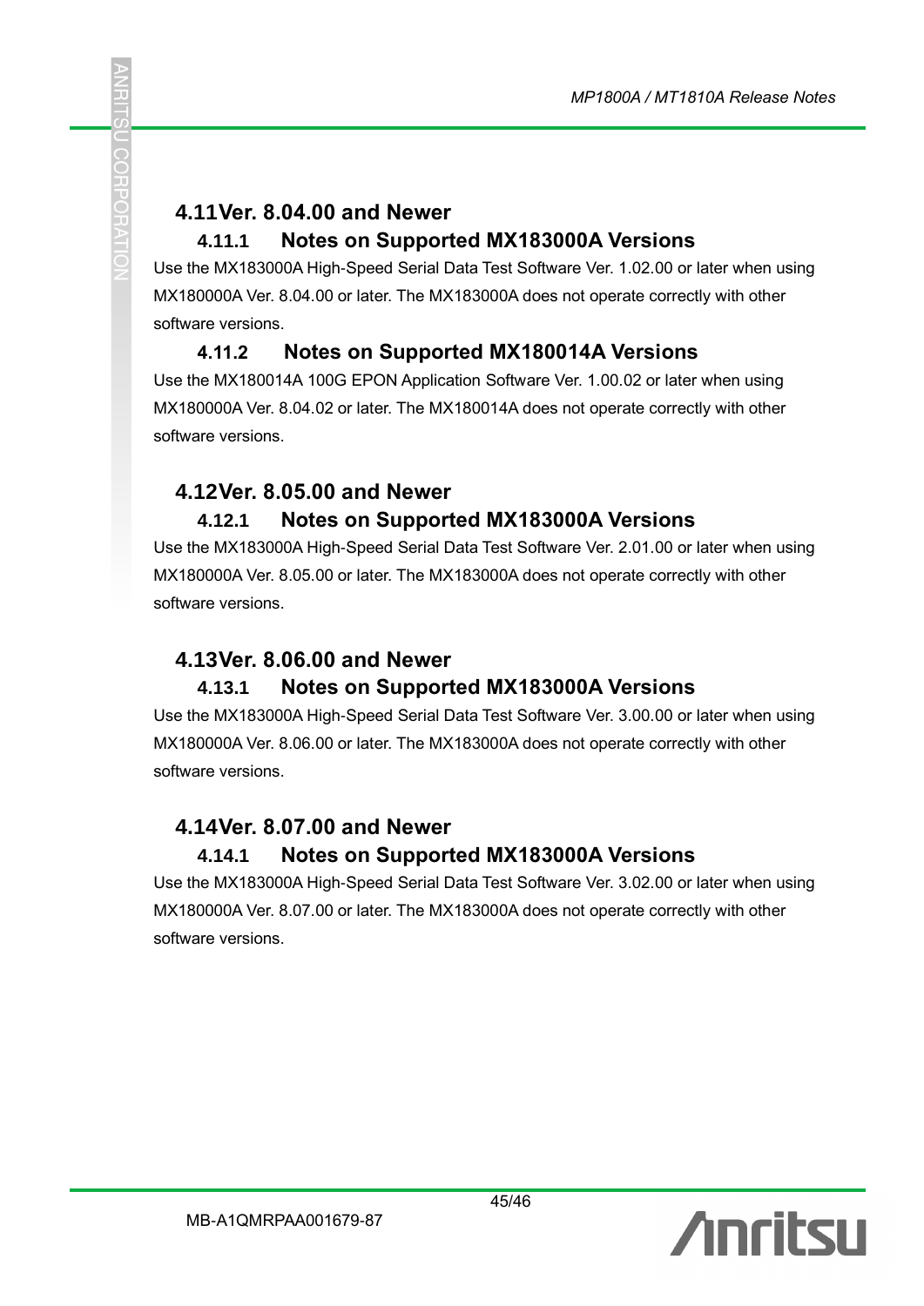## 4.11 Ver. 8.04.00 and Newer

### 4.11.1 Notes on Supported MX183000A Versions

Use the MX183000A High-Speed Serial Data Test Software Ver. 1.02.00 or later when using MX180000A Ver. 8.04.00 or later. The MX183000A does not operate correctly with other software versions.

### 4.11.2 Notes on Supported MX180014A Versions

Use the MX180014A 100G EPON Application Software Ver. 1.00.02 or later when using MX180000A Ver. 8.04.02 or later. The MX180014A does not operate correctly with other software versions.

## 4.12 Ver. 8.05.00 and Newer

### 4.12.1 Notes on Supported MX183000A Versions

Use the MX183000A High-Speed Serial Data Test Software Ver. 2.01.00 or later when using MX180000A Ver. 8.05.00 or later. The MX183000A does not operate correctly with other software versions.

## 4.13 Ver. 8.06.00 and Newer

### 4.13.1 Notes on Supported MX183000A Versions

Use the MX183000A High-Speed Serial Data Test Software Ver. 3.00.00 or later when using MX180000A Ver. 8.06.00 or later. The MX183000A does not operate correctly with other software versions.

## 4.14 Ver. 8.07.00 and Newer

### 4.14.1 Notes on Supported MX183000A Versions

Use the MX183000A High-Speed Serial Data Test Software Ver. 3.02.00 or later when using MX180000A Ver. 8.07.00 or later. The MX183000A does not operate correctly with other software versions.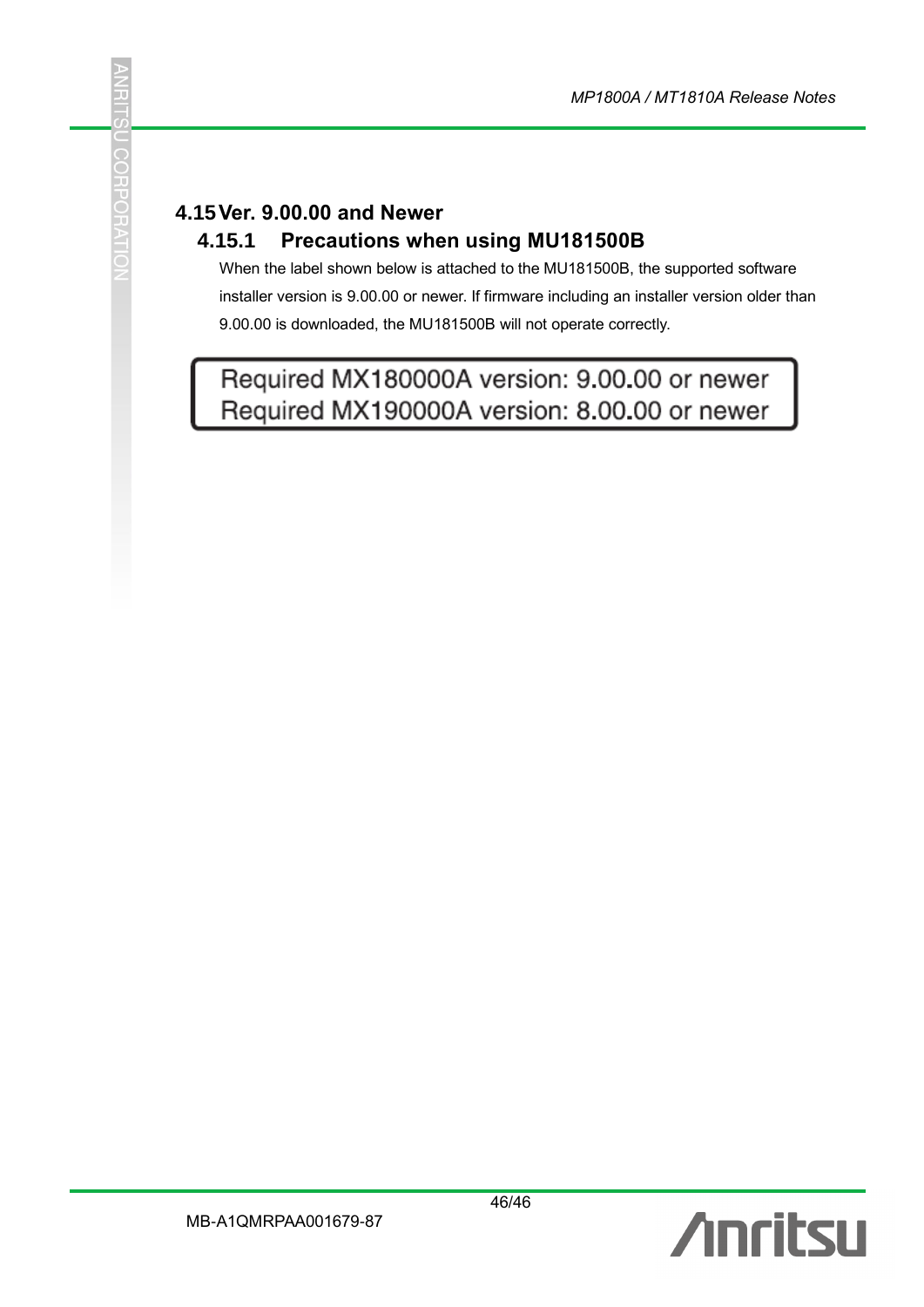## 4.15 Ver. 9.00.00 and Newer

### 4.15.1 Precautions when using MU181500B

When the label shown below is attached to the MU181500B, the supported software installer version is 9.00.00 or newer. If firmware including an installer version older than 9.00.00 is downloaded, the MU181500B will not operate correctly.

```
Required MX180000A version: 9.00.00 or newer
Required MX190000A version: 8.00.00 or newer
```